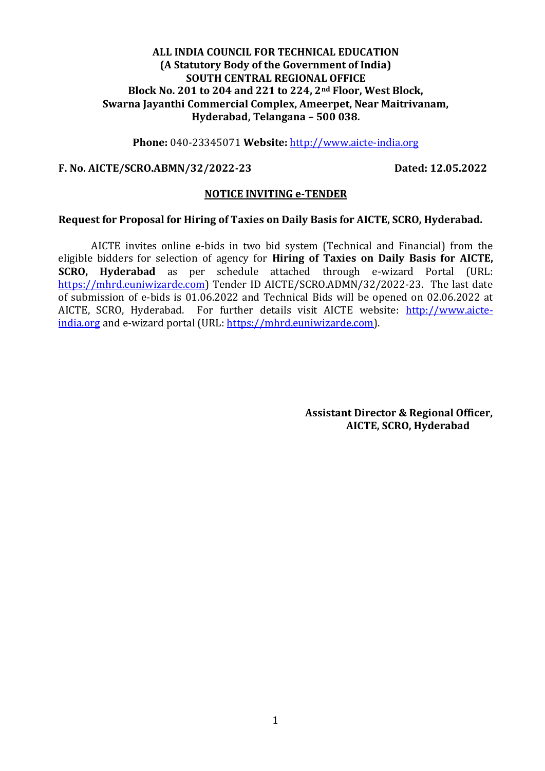**ALL INDIA COUNCIL FOR TECHNICAL EDUCATION**
**(A Statutory Body of the Government of India)**
**SOUTH CENTRAL REGIONAL OFFICE**
**Block No. 201 to 204 and 221 to 224, 2nd Floor, West Block,**
**Swarna Jayanthi Commercial Complex, Ameerpet, Near Maitrivanam,**
**Hyderabad, Telangana – 500 038.**

**Phone:** 040-23345071 **Website:** http://www.aicte-india.org

**F. No. AICTE/SCRO.ABMN/32/2022-23** **Dated: 12.05.2022**

## NOTICE INVITING e-TENDER

**Request for Proposal for Hiring of Taxies on Daily Basis for AICTE, SCRO, Hyderabad.**

AICTE invites online e-bids in two bid system (Technical and Financial) from the eligible bidders for selection of agency for **Hiring of Taxies on Daily Basis for AICTE, SCRO, Hyderabad** as per schedule attached through e-wizard Portal (URL: https://mhrd.euniwizarde.com) Tender ID AICTE/SCRO.ADMN/32/2022-23. The last date of submission of e-bids is 01.06.2022 and Technical Bids will be opened on 02.06.2022 at AICTE, SCRO, Hyderabad. For further details visit AICTE website: http://www.aicte-india.org and e-wizard portal (URL: https://mhrd.euniwizarde.com).

**Assistant Director & Regional Officer,**
**AICTE, SCRO, Hyderabad**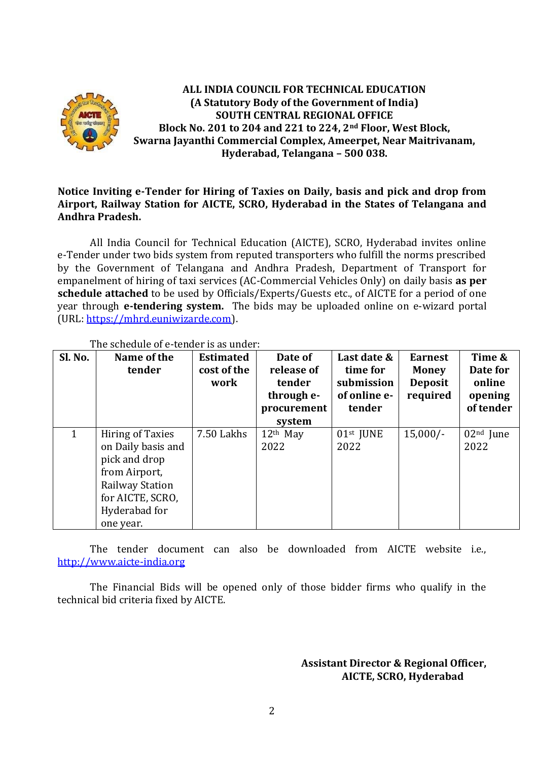**ALL INDIA COUNCIL FOR TECHNICAL EDUCATION**
**(A Statutory Body of the Government of India)**
**SOUTH CENTRAL REGIONAL OFFICE**
**Block No. 201 to 204 and 221 to 224, 2nd Floor, West Block,**
**Swarna Jayanthi Commercial Complex, Ameerpet, Near Maitrivanam,**
**Hyderabad, Telangana – 500 038.**

**Notice Inviting e-Tender for Hiring of Taxies on Daily, basis and pick and drop from Airport, Railway Station for AICTE, SCRO, Hyderabad in the States of Telangana and Andhra Pradesh.**

All India Council for Technical Education (AICTE), SCRO, Hyderabad invites online e-Tender under two bids system from reputed transporters who fulfill the norms prescribed by the Government of Telangana and Andhra Pradesh, Department of Transport for empanelment of hiring of taxi services (AC-Commercial Vehicles Only) on daily basis **as per schedule attached** to be used by Officials/Experts/Guests etc., of AICTE for a period of one year through **e-tendering system.** The bids may be uploaded online on e-wizard portal (URL: https://mhrd.euniwizarde.com).

The schedule of e-tender is as under:

| Sl. No. | Name of the tender | Estimated cost of the work | Date of release of tender through e-procurement system | Last date & time for submission of online e-tender | Earnest Money Deposit required | Time & Date for online opening of tender |
|---|---|---|---|---|---|---|
| 1 | Hiring of Taxies on Daily basis and pick and drop from Airport, Railway Station for AICTE, SCRO, Hyderabad for one year. | 7.50 Lakhs | 12th May 2022 | 01st JUNE 2022 | 15,000/- | 02nd June 2022 |

The tender document can also be downloaded from AICTE website i.e., http://www.aicte-india.org

The Financial Bids will be opened only of those bidder firms who qualify in the technical bid criteria fixed by AICTE.

**Assistant Director & Regional Officer,**
**AICTE, SCRO, Hyderabad**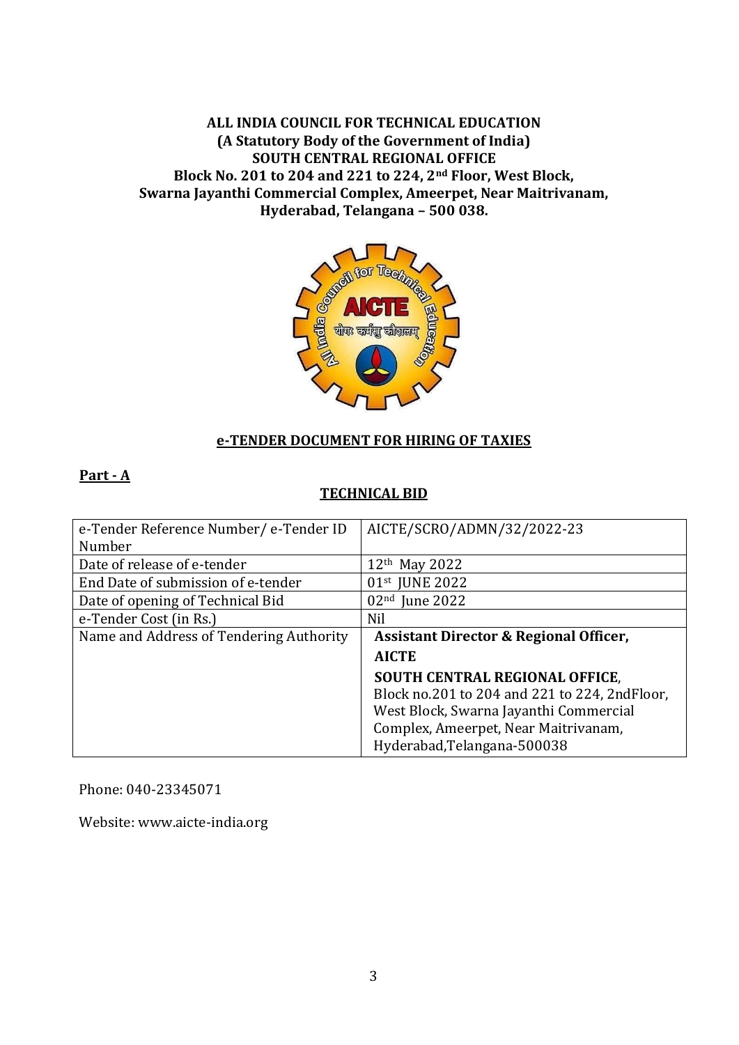**ALL INDIA COUNCIL FOR TECHNICAL EDUCATION**
**(A Statutory Body of the Government of India)**
**SOUTH CENTRAL REGIONAL OFFICE**
**Block No. 201 to 204 and 221 to 224, 2nd Floor, West Block,**
**Swarna Jayanthi Commercial Complex, Ameerpet, Near Maitrivanam,**
**Hyderabad, Telangana – 500 038.**

## e-TENDER DOCUMENT FOR HIRING OF TAXIES

**Part - A**

### TECHNICAL BID

| e-Tender Reference Number/ e-Tender ID Number | AICTE/SCRO/ADMN/32/2022-23 |
|---|---|
| Date of release of e-tender | 12th May 2022 |
| End Date of submission of e-tender | 01st JUNE 2022 |
| Date of opening of Technical Bid | 02nd June 2022 |
| e-Tender Cost (in Rs.) | Nil |
| Name and Address of Tendering Authority | **Assistant Director & Regional Officer, AICTE** **SOUTH CENTRAL REGIONAL OFFICE**, Block no.201 to 204 and 221 to 224, 2ndFloor, West Block, Swarna Jayanthi Commercial Complex, Ameerpet, Near Maitrivanam, Hyderabad,Telangana-500038 |

Phone: 040-23345071

Website: www.aicte-india.org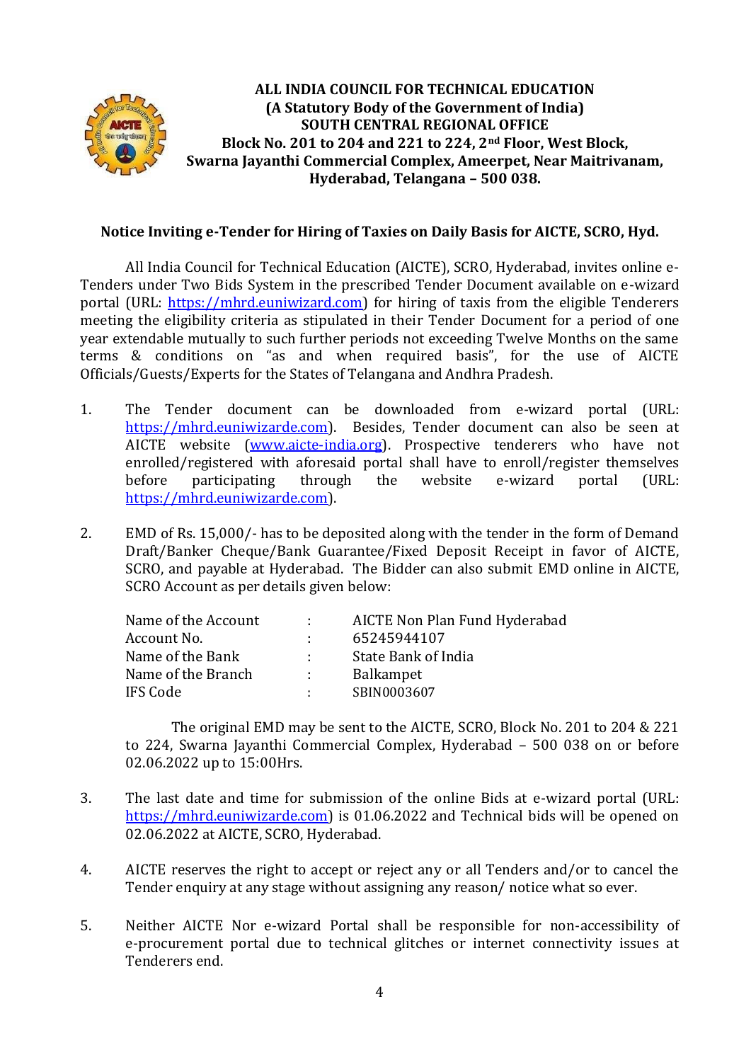**ALL INDIA COUNCIL FOR TECHNICAL EDUCATION**
**(A Statutory Body of the Government of India)**
**SOUTH CENTRAL REGIONAL OFFICE**
**Block No. 201 to 204 and 221 to 224, 2nd Floor, West Block,**
**Swarna Jayanthi Commercial Complex, Ameerpet, Near Maitrivanam,**
**Hyderabad, Telangana – 500 038.**

**Notice Inviting e-Tender for Hiring of Taxies on Daily Basis for AICTE, SCRO, Hyd.**

All India Council for Technical Education (AICTE), SCRO, Hyderabad, invites online e-Tenders under Two Bids System in the prescribed Tender Document available on e-wizard portal (URL: https://mhrd.euniwizard.com) for hiring of taxis from the eligible Tenderers meeting the eligibility criteria as stipulated in their Tender Document for a period of one year extendable mutually to such further periods not exceeding Twelve Months on the same terms & conditions on "as and when required basis", for the use of AICTE Officials/Guests/Experts for the States of Telangana and Andhra Pradesh.

1. The Tender document can be downloaded from e-wizard portal (URL: https://mhrd.euniwizarde.com). Besides, Tender document can also be seen at AICTE website (www.aicte-india.org). Prospective tenderers who have not enrolled/registered with aforesaid portal shall have to enroll/register themselves before participating through the website e-wizard portal (URL: https://mhrd.euniwizarde.com).

2. EMD of Rs. 15,000/- has to be deposited along with the tender in the form of Demand Draft/Banker Cheque/Bank Guarantee/Fixed Deposit Receipt in favor of AICTE, SCRO, and payable at Hyderabad. The Bidder can also submit EMD online in AICTE, SCRO Account as per details given below:

| | | |
|---|---|---|
| Name of the Account | : | AICTE Non Plan Fund Hyderabad |
| Account No. | : | 65245944107 |
| Name of the Bank | : | State Bank of India |
| Name of the Branch | : | Balkampet |
| IFS Code | : | SBIN0003607 |

The original EMD may be sent to the AICTE, SCRO, Block No. 201 to 204 & 221 to 224, Swarna Jayanthi Commercial Complex, Hyderabad – 500 038 on or before 02.06.2022 up to 15:00Hrs.

3. The last date and time for submission of the online Bids at e-wizard portal (URL: https://mhrd.euniwizarde.com) is 01.06.2022 and Technical bids will be opened on 02.06.2022 at AICTE, SCRO, Hyderabad.

4. AICTE reserves the right to accept or reject any or all Tenders and/or to cancel the Tender enquiry at any stage without assigning any reason/ notice what so ever.

5. Neither AICTE Nor e-wizard Portal shall be responsible for non-accessibility of e-procurement portal due to technical glitches or internet connectivity issues at Tenderers end.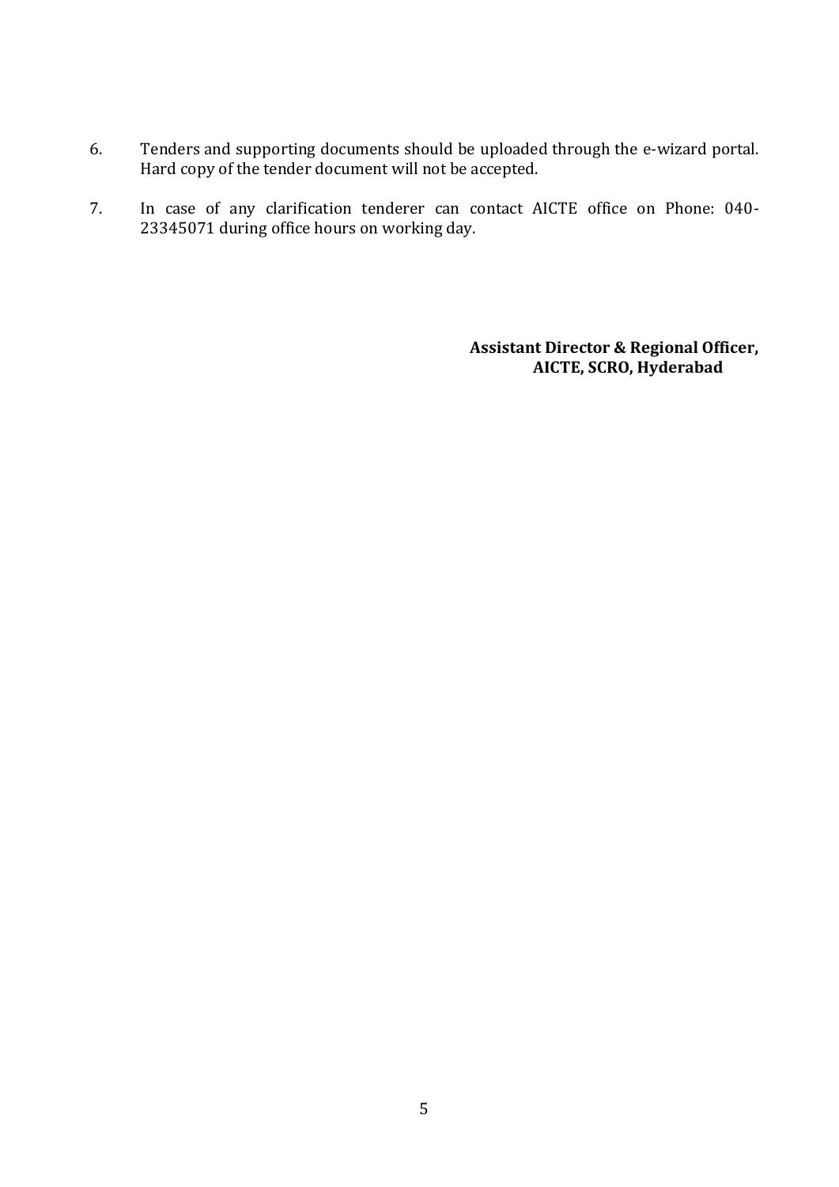6. Tenders and supporting documents should be uploaded through the e-wizard portal. Hard copy of the tender document will not be accepted.

7. In case of any clarification tenderer can contact AICTE office on Phone: 040-23345071 during office hours on working day.

**Assistant Director & Regional Officer,**
**AICTE, SCRO, Hyderabad**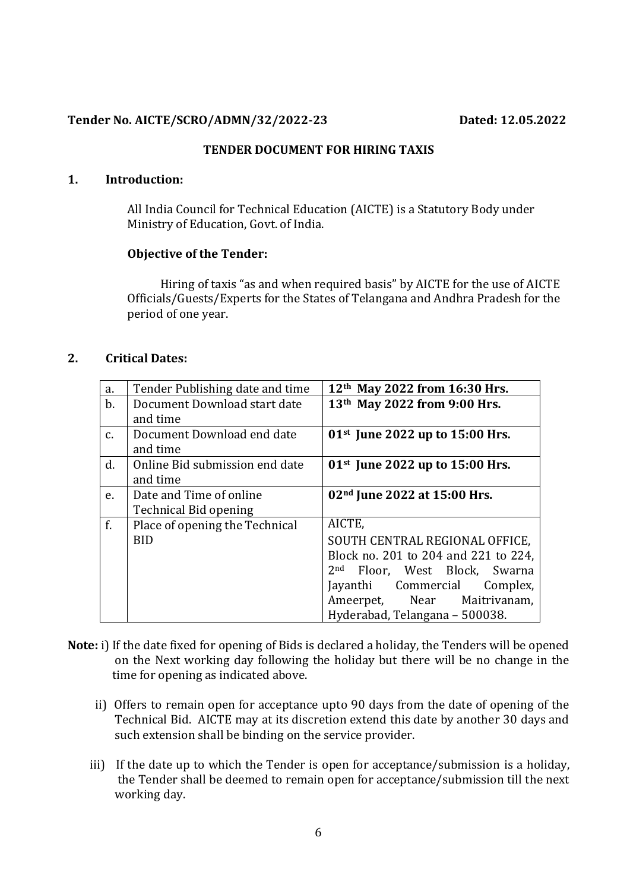**Tender No. AICTE/SCRO/ADMN/32/2022-23** **Dated: 12.05.2022**

## TENDER DOCUMENT FOR HIRING TAXIS

### 1. Introduction:

All India Council for Technical Education (AICTE) is a Statutory Body under Ministry of Education, Govt. of India.

**Objective of the Tender:**

Hiring of taxis "as and when required basis" by AICTE for the use of AICTE Officials/Guests/Experts for the States of Telangana and Andhra Pradesh for the period of one year.

### 2. Critical Dates:

| | | |
|---|---|---|
| a. | Tender Publishing date and time | **12th May 2022 from 16:30 Hrs.** |
| b. | Document Download start date and time | **13th May 2022 from 9:00 Hrs.** |
| c. | Document Download end date and time | **01st June 2022 up to 15:00 Hrs.** |
| d. | Online Bid submission end date and time | **01st June 2022 up to 15:00 Hrs.** |
| e. | Date and Time of online Technical Bid opening | **02nd June 2022 at 15:00 Hrs.** |
| f. | Place of opening the Technical BID | AICTE, SOUTH CENTRAL REGIONAL OFFICE, Block no. 201 to 204 and 221 to 224, 2nd Floor, West Block, Swarna Jayanthi Commercial Complex, Ameerpet, Near Maitrivanam, Hyderabad, Telangana – 500038. |

**Note:** i) If the date fixed for opening of Bids is declared a holiday, the Tenders will be opened on the Next working day following the holiday but there will be no change in the time for opening as indicated above.

ii) Offers to remain open for acceptance upto 90 days from the date of opening of the Technical Bid. AICTE may at its discretion extend this date by another 30 days and such extension shall be binding on the service provider.

iii) If the date up to which the Tender is open for acceptance/submission is a holiday, the Tender shall be deemed to remain open for acceptance/submission till the next working day.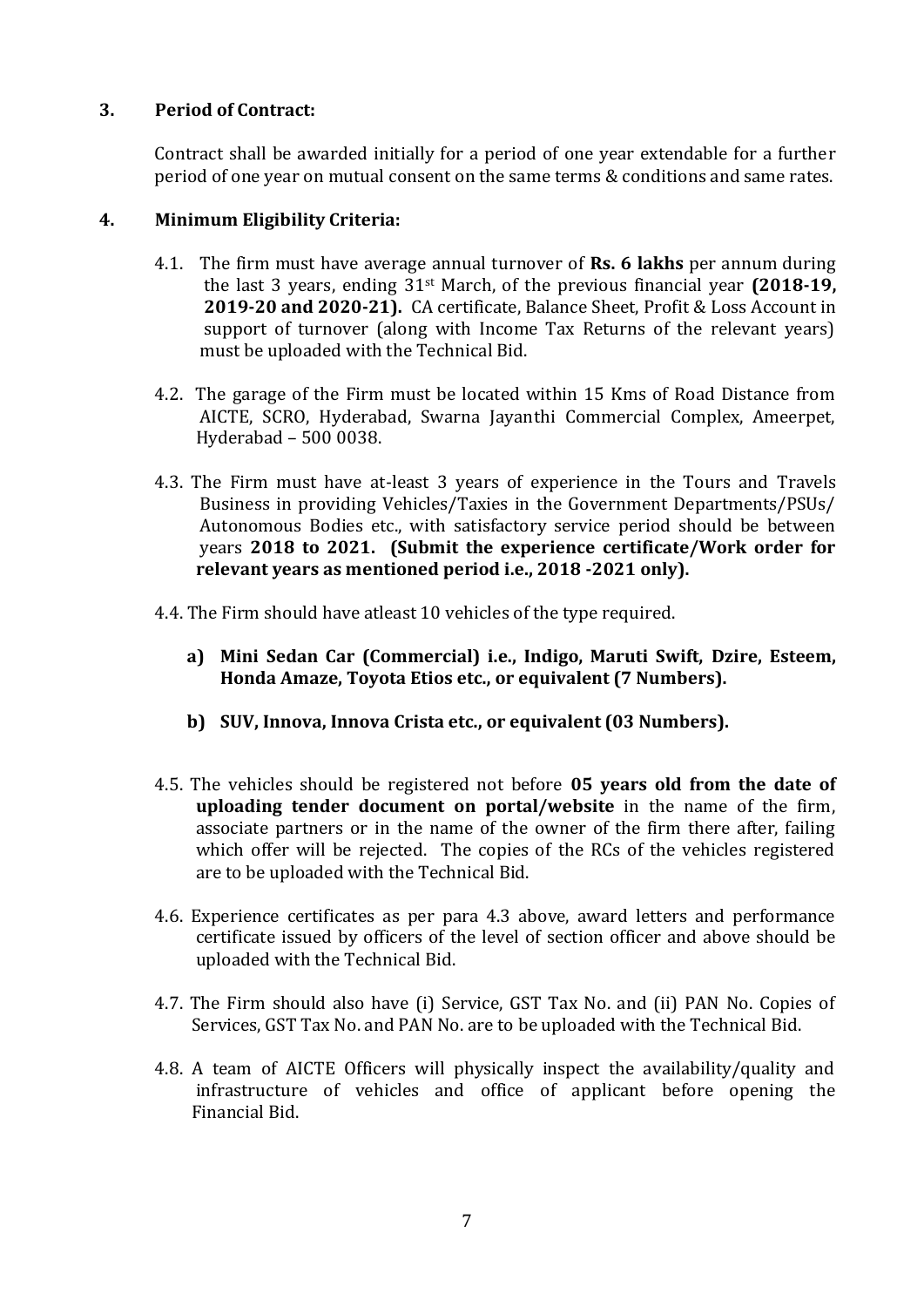## 3. Period of Contract:

Contract shall be awarded initially for a period of one year extendable for a further period of one year on mutual consent on the same terms & conditions and same rates.

## 4. Minimum Eligibility Criteria:

4.1. The firm must have average annual turnover of **Rs. 6 lakhs** per annum during the last 3 years, ending 31st March, of the previous financial year **(2018-19, 2019-20 and 2020-21).** CA certificate, Balance Sheet, Profit & Loss Account in support of turnover (along with Income Tax Returns of the relevant years) must be uploaded with the Technical Bid.

4.2. The garage of the Firm must be located within 15 Kms of Road Distance from AICTE, SCRO, Hyderabad, Swarna Jayanthi Commercial Complex, Ameerpet, Hyderabad – 500 0038.

4.3. The Firm must have at-least 3 years of experience in the Tours and Travels Business in providing Vehicles/Taxies in the Government Departments/PSUs/ Autonomous Bodies etc., with satisfactory service period should be between years **2018 to 2021. (Submit the experience certificate/Work order for relevant years as mentioned period i.e., 2018 -2021 only).**

4.4. The Firm should have atleast 10 vehicles of the type required.

**a) Mini Sedan Car (Commercial) i.e., Indigo, Maruti Swift, Dzire, Esteem, Honda Amaze, Toyota Etios etc., or equivalent (7 Numbers).**

**b) SUV, Innova, Innova Crista etc., or equivalent (03 Numbers).**

4.5. The vehicles should be registered not before **05 years old from the date of uploading tender document on portal/website** in the name of the firm, associate partners or in the name of the owner of the firm there after, failing which offer will be rejected. The copies of the RCs of the vehicles registered are to be uploaded with the Technical Bid.

4.6. Experience certificates as per para 4.3 above, award letters and performance certificate issued by officers of the level of section officer and above should be uploaded with the Technical Bid.

4.7. The Firm should also have (i) Service, GST Tax No. and (ii) PAN No. Copies of Services, GST Tax No. and PAN No. are to be uploaded with the Technical Bid.

4.8. A team of AICTE Officers will physically inspect the availability/quality and infrastructure of vehicles and office of applicant before opening the Financial Bid.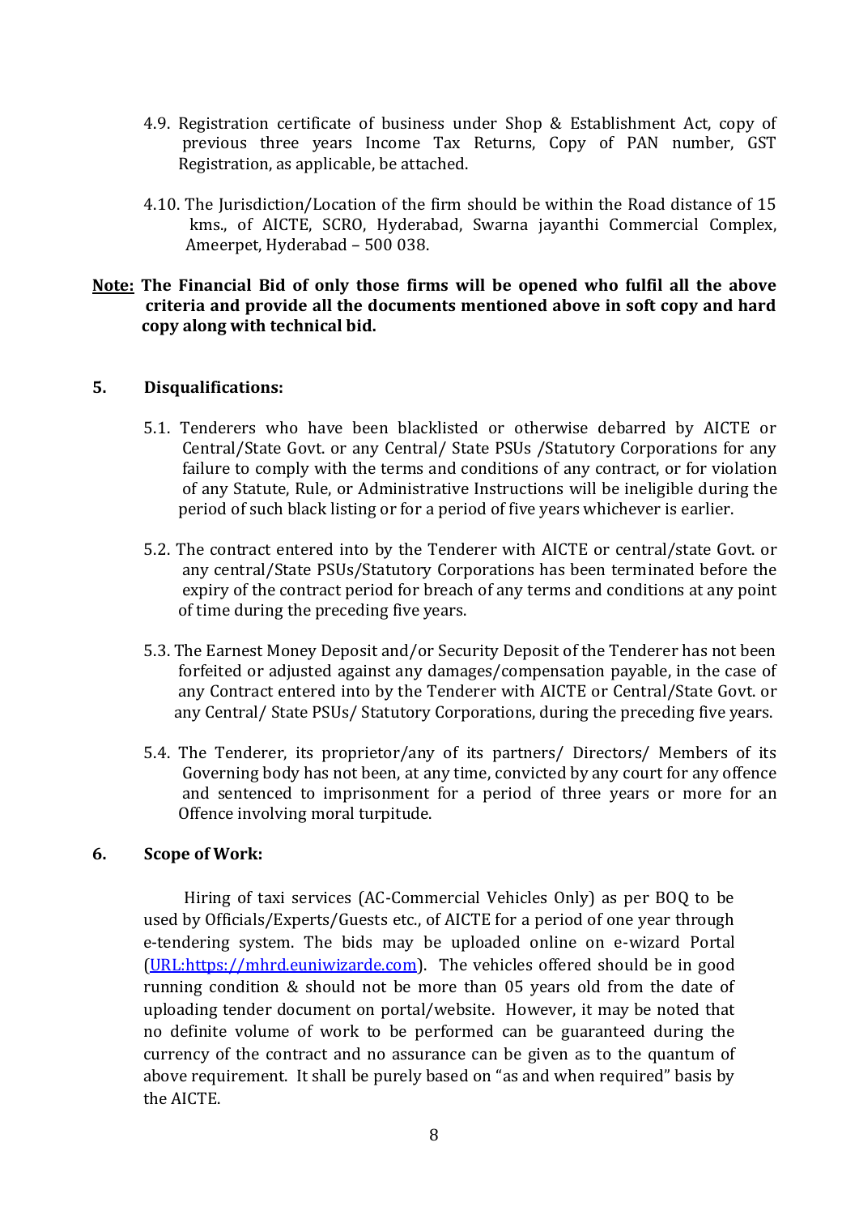4.9. Registration certificate of business under Shop & Establishment Act, copy of previous three years Income Tax Returns, Copy of PAN number, GST Registration, as applicable, be attached.

4.10. The Jurisdiction/Location of the firm should be within the Road distance of 15 kms., of AICTE, SCRO, Hyderabad, Swarna jayanthi Commercial Complex, Ameerpet, Hyderabad – 500 038.

**<u>Note:</u> The Financial Bid of only those firms will be opened who fulfil all the above criteria and provide all the documents mentioned above in soft copy and hard copy along with technical bid.**

## 5. Disqualifications:

5.1. Tenderers who have been blacklisted or otherwise debarred by AICTE or Central/State Govt. or any Central/ State PSUs /Statutory Corporations for any failure to comply with the terms and conditions of any contract, or for violation of any Statute, Rule, or Administrative Instructions will be ineligible during the period of such black listing or for a period of five years whichever is earlier.

5.2. The contract entered into by the Tenderer with AICTE or central/state Govt. or any central/State PSUs/Statutory Corporations has been terminated before the expiry of the contract period for breach of any terms and conditions at any point of time during the preceding five years.

5.3. The Earnest Money Deposit and/or Security Deposit of the Tenderer has not been forfeited or adjusted against any damages/compensation payable, in the case of any Contract entered into by the Tenderer with AICTE or Central/State Govt. or any Central/ State PSUs/ Statutory Corporations, during the preceding five years.

5.4. The Tenderer, its proprietor/any of its partners/ Directors/ Members of its Governing body has not been, at any time, convicted by any court for any offence and sentenced to imprisonment for a period of three years or more for an Offence involving moral turpitude.

## 6. Scope of Work:

Hiring of taxi services (AC-Commercial Vehicles Only) as per BOQ to be used by Officials/Experts/Guests etc., of AICTE for a period of one year through e-tendering system. The bids may be uploaded online on e-wizard Portal (URL:https://mhrd.euniwizarde.com). The vehicles offered should be in good running condition & should not be more than 05 years old from the date of uploading tender document on portal/website. However, it may be noted that no definite volume of work to be performed can be guaranteed during the currency of the contract and no assurance can be given as to the quantum of above requirement. It shall be purely based on "as and when required" basis by the AICTE.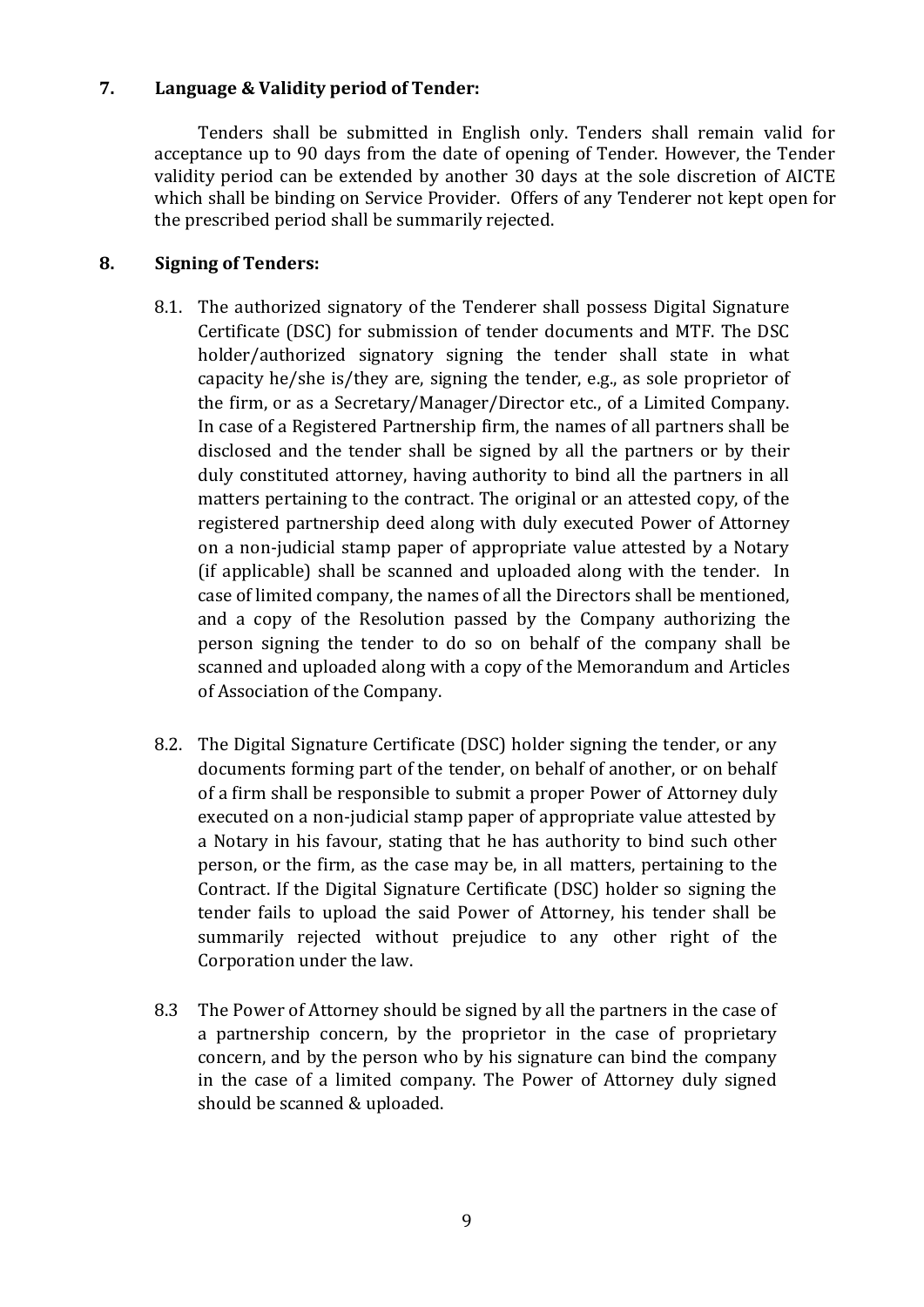## 7. Language & Validity period of Tender:

Tenders shall be submitted in English only. Tenders shall remain valid for acceptance up to 90 days from the date of opening of Tender. However, the Tender validity period can be extended by another 30 days at the sole discretion of AICTE which shall be binding on Service Provider. Offers of any Tenderer not kept open for the prescribed period shall be summarily rejected.

## 8. Signing of Tenders:

8.1. The authorized signatory of the Tenderer shall possess Digital Signature Certificate (DSC) for submission of tender documents and MTF. The DSC holder/authorized signatory signing the tender shall state in what capacity he/she is/they are, signing the tender, e.g., as sole proprietor of the firm, or as a Secretary/Manager/Director etc., of a Limited Company. In case of a Registered Partnership firm, the names of all partners shall be disclosed and the tender shall be signed by all the partners or by their duly constituted attorney, having authority to bind all the partners in all matters pertaining to the contract. The original or an attested copy, of the registered partnership deed along with duly executed Power of Attorney on a non-judicial stamp paper of appropriate value attested by a Notary (if applicable) shall be scanned and uploaded along with the tender. In case of limited company, the names of all the Directors shall be mentioned, and a copy of the Resolution passed by the Company authorizing the person signing the tender to do so on behalf of the company shall be scanned and uploaded along with a copy of the Memorandum and Articles of Association of the Company.

8.2. The Digital Signature Certificate (DSC) holder signing the tender, or any documents forming part of the tender, on behalf of another, or on behalf of a firm shall be responsible to submit a proper Power of Attorney duly executed on a non-judicial stamp paper of appropriate value attested by a Notary in his favour, stating that he has authority to bind such other person, or the firm, as the case may be, in all matters, pertaining to the Contract. If the Digital Signature Certificate (DSC) holder so signing the tender fails to upload the said Power of Attorney, his tender shall be summarily rejected without prejudice to any other right of the Corporation under the law.

8.3 The Power of Attorney should be signed by all the partners in the case of a partnership concern, by the proprietor in the case of proprietary concern, and by the person who by his signature can bind the company in the case of a limited company. The Power of Attorney duly signed should be scanned & uploaded.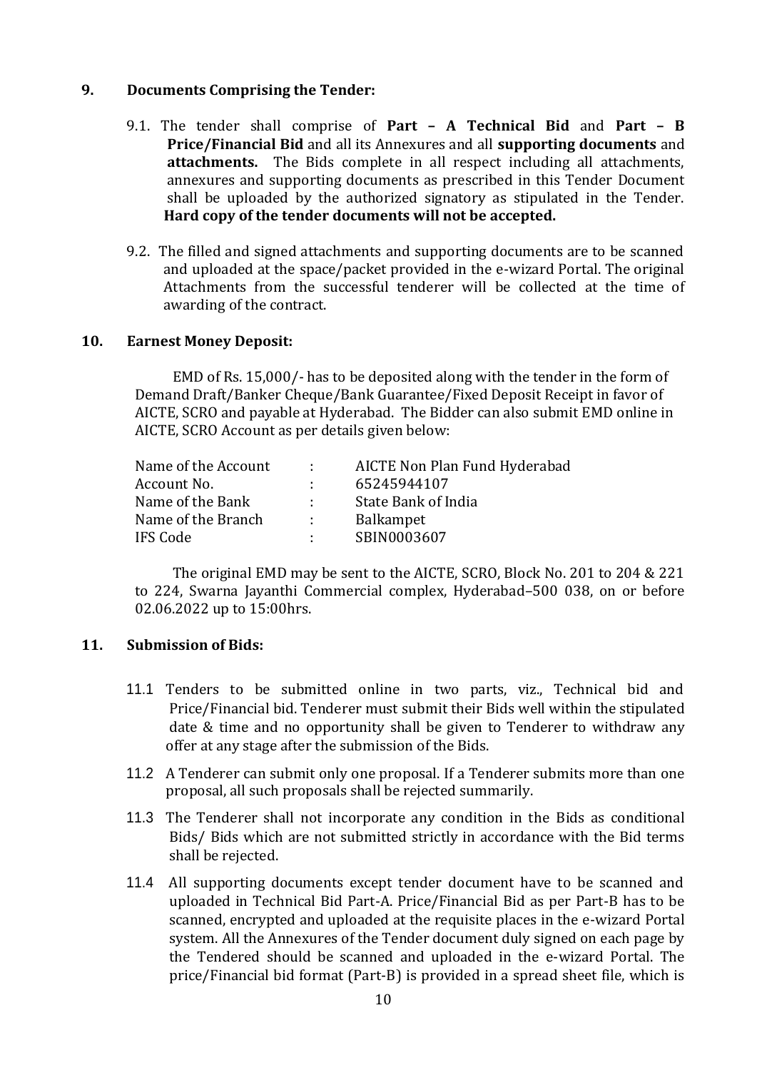## 9. Documents Comprising the Tender:

9.1. The tender shall comprise of **Part – A Technical Bid** and **Part – B Price/Financial Bid** and all its Annexures and all **supporting documents** and **attachments.** The Bids complete in all respect including all attachments, annexures and supporting documents as prescribed in this Tender Document shall be uploaded by the authorized signatory as stipulated in the Tender. **Hard copy of the tender documents will not be accepted.**

9.2. The filled and signed attachments and supporting documents are to be scanned and uploaded at the space/packet provided in the e-wizard Portal. The original Attachments from the successful tenderer will be collected at the time of awarding of the contract.

## 10. Earnest Money Deposit:

EMD of Rs. 15,000/- has to be deposited along with the tender in the form of Demand Draft/Banker Cheque/Bank Guarantee/Fixed Deposit Receipt in favor of AICTE, SCRO and payable at Hyderabad. The Bidder can also submit EMD online in AICTE, SCRO Account as per details given below:

| | | |
|---|---|---|
| Name of the Account | : | AICTE Non Plan Fund Hyderabad |
| Account No. | : | 65245944107 |
| Name of the Bank | : | State Bank of India |
| Name of the Branch | : | Balkampet |
| IFS Code | : | SBIN0003607 |

The original EMD may be sent to the AICTE, SCRO, Block No. 201 to 204 & 221 to 224, Swarna Jayanthi Commercial complex, Hyderabad–500 038, on or before 02.06.2022 up to 15:00hrs.

## 11. Submission of Bids:

11.1 Tenders to be submitted online in two parts, viz., Technical bid and Price/Financial bid. Tenderer must submit their Bids well within the stipulated date & time and no opportunity shall be given to Tenderer to withdraw any offer at any stage after the submission of the Bids.

11.2 A Tenderer can submit only one proposal. If a Tenderer submits more than one proposal, all such proposals shall be rejected summarily.

11.3 The Tenderer shall not incorporate any condition in the Bids as conditional Bids/ Bids which are not submitted strictly in accordance with the Bid terms shall be rejected.

11.4 All supporting documents except tender document have to be scanned and uploaded in Technical Bid Part-A. Price/Financial Bid as per Part-B has to be scanned, encrypted and uploaded at the requisite places in the e-wizard Portal system. All the Annexures of the Tender document duly signed on each page by the Tendered should be scanned and uploaded in the e-wizard Portal. The price/Financial bid format (Part-B) is provided in a spread sheet file, which is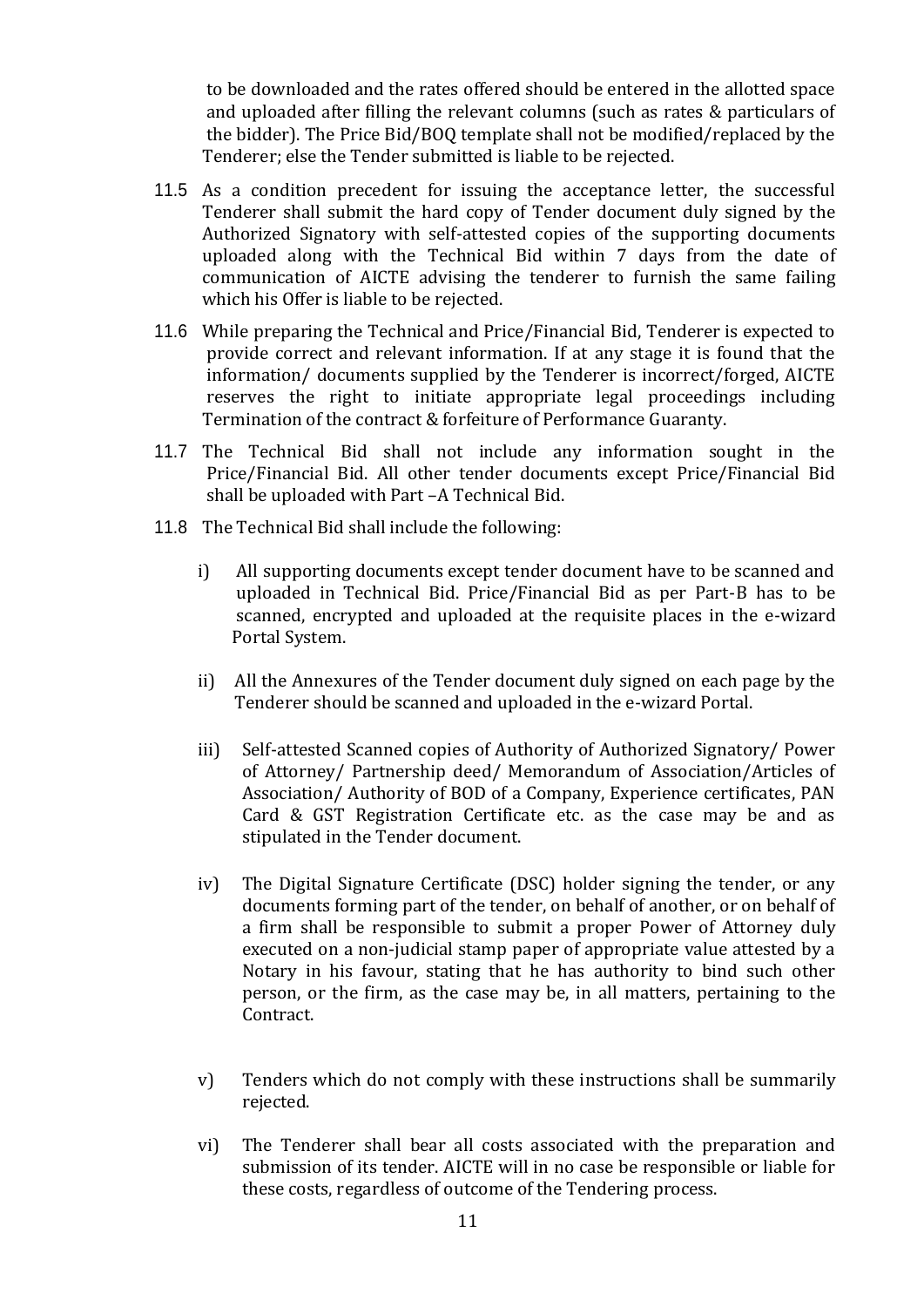to be downloaded and the rates offered should be entered in the allotted space and uploaded after filling the relevant columns (such as rates & particulars of the bidder). The Price Bid/BOQ template shall not be modified/replaced by the Tenderer; else the Tender submitted is liable to be rejected.

11.5 As a condition precedent for issuing the acceptance letter, the successful Tenderer shall submit the hard copy of Tender document duly signed by the Authorized Signatory with self-attested copies of the supporting documents uploaded along with the Technical Bid within 7 days from the date of communication of AICTE advising the tenderer to furnish the same failing which his Offer is liable to be rejected.

11.6 While preparing the Technical and Price/Financial Bid, Tenderer is expected to provide correct and relevant information. If at any stage it is found that the information/ documents supplied by the Tenderer is incorrect/forged, AICTE reserves the right to initiate appropriate legal proceedings including Termination of the contract & forfeiture of Performance Guaranty.

11.7 The Technical Bid shall not include any information sought in the Price/Financial Bid. All other tender documents except Price/Financial Bid shall be uploaded with Part –A Technical Bid.

11.8 The Technical Bid shall include the following:

i) All supporting documents except tender document have to be scanned and uploaded in Technical Bid. Price/Financial Bid as per Part-B has to be scanned, encrypted and uploaded at the requisite places in the e-wizard Portal System.

ii) All the Annexures of the Tender document duly signed on each page by the Tenderer should be scanned and uploaded in the e-wizard Portal.

iii) Self-attested Scanned copies of Authority of Authorized Signatory/ Power of Attorney/ Partnership deed/ Memorandum of Association/Articles of Association/ Authority of BOD of a Company, Experience certificates, PAN Card & GST Registration Certificate etc. as the case may be and as stipulated in the Tender document.

iv) The Digital Signature Certificate (DSC) holder signing the tender, or any documents forming part of the tender, on behalf of another, or on behalf of a firm shall be responsible to submit a proper Power of Attorney duly executed on a non-judicial stamp paper of appropriate value attested by a Notary in his favour, stating that he has authority to bind such other person, or the firm, as the case may be, in all matters, pertaining to the Contract.

v) Tenders which do not comply with these instructions shall be summarily rejected.

vi) The Tenderer shall bear all costs associated with the preparation and submission of its tender. AICTE will in no case be responsible or liable for these costs, regardless of outcome of the Tendering process.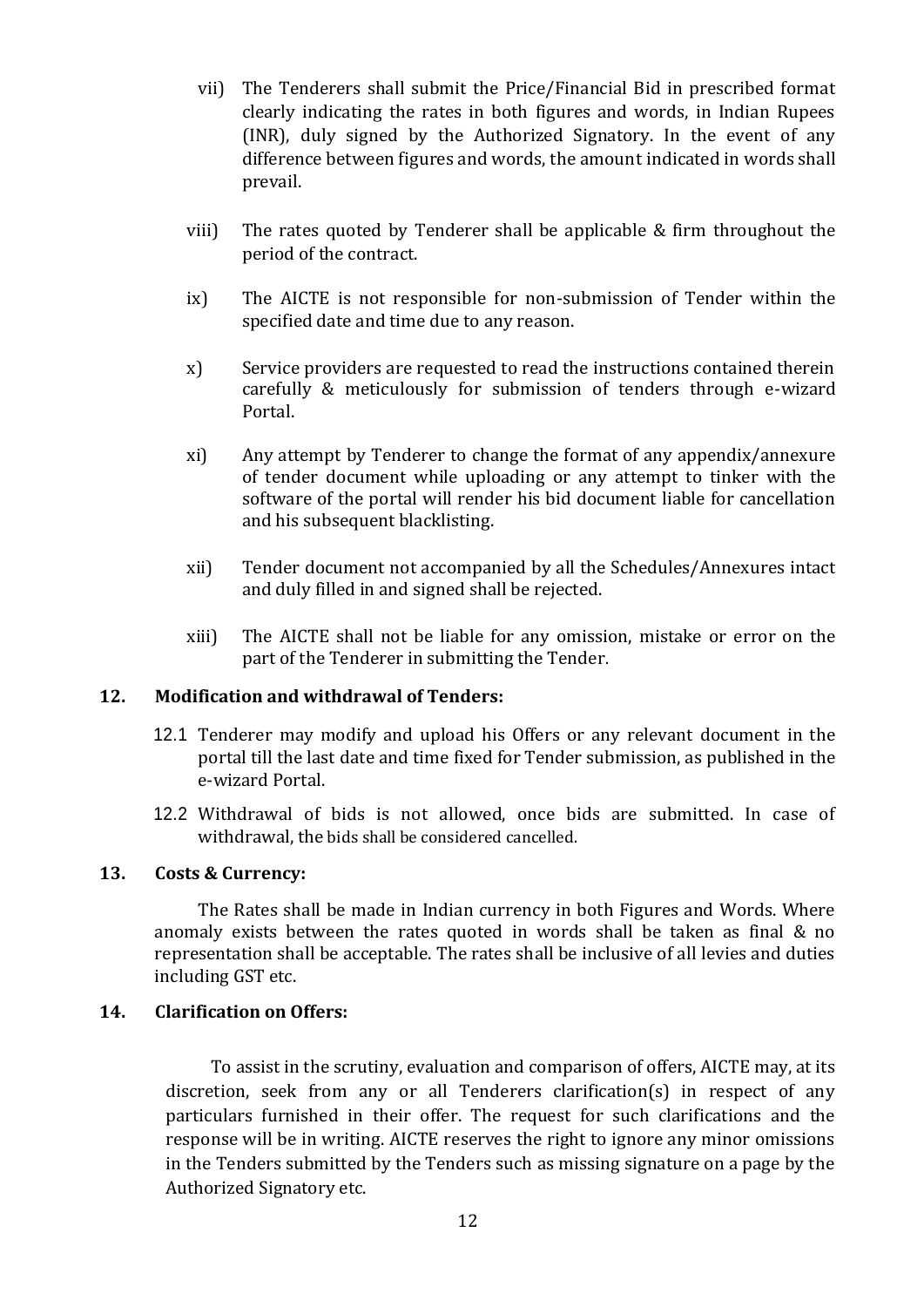vii) The Tenderers shall submit the Price/Financial Bid in prescribed format clearly indicating the rates in both figures and words, in Indian Rupees (INR), duly signed by the Authorized Signatory. In the event of any difference between figures and words, the amount indicated in words shall prevail.

viii) The rates quoted by Tenderer shall be applicable & firm throughout the period of the contract.

ix) The AICTE is not responsible for non-submission of Tender within the specified date and time due to any reason.

x) Service providers are requested to read the instructions contained therein carefully & meticulously for submission of tenders through e-wizard Portal.

xi) Any attempt by Tenderer to change the format of any appendix/annexure of tender document while uploading or any attempt to tinker with the software of the portal will render his bid document liable for cancellation and his subsequent blacklisting.

xii) Tender document not accompanied by all the Schedules/Annexures intact and duly filled in and signed shall be rejected.

xiii) The AICTE shall not be liable for any omission, mistake or error on the part of the Tenderer in submitting the Tender.

**12. Modification and withdrawal of Tenders:**

12.1 Tenderer may modify and upload his Offers or any relevant document in the portal till the last date and time fixed for Tender submission, as published in the e-wizard Portal.

12.2 Withdrawal of bids is not allowed, once bids are submitted. In case of withdrawal, the bids shall be considered cancelled.

**13. Costs & Currency:**

The Rates shall be made in Indian currency in both Figures and Words. Where anomaly exists between the rates quoted in words shall be taken as final & no representation shall be acceptable. The rates shall be inclusive of all levies and duties including GST etc.

**14. Clarification on Offers:**

To assist in the scrutiny, evaluation and comparison of offers, AICTE may, at its discretion, seek from any or all Tenderers clarification(s) in respect of any particulars furnished in their offer. The request for such clarifications and the response will be in writing. AICTE reserves the right to ignore any minor omissions in the Tenders submitted by the Tenders such as missing signature on a page by the Authorized Signatory etc.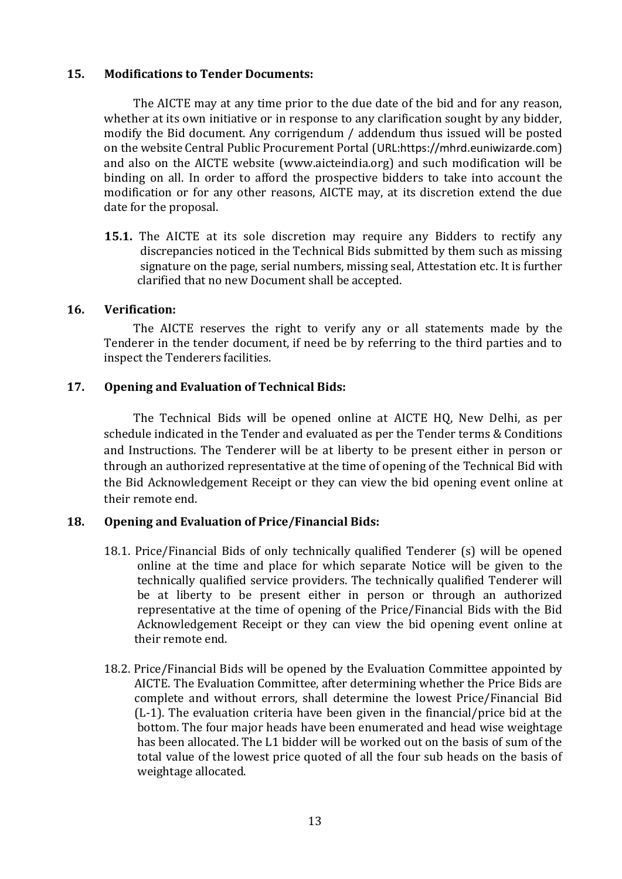### 15. Modifications to Tender Documents:

The AICTE may at any time prior to the due date of the bid and for any reason, whether at its own initiative or in response to any clarification sought by any bidder, modify the Bid document. Any corrigendum / addendum thus issued will be posted on the website Central Public Procurement Portal (URL:https://mhrd.euniwizarde.com) and also on the AICTE website (www.aicteindia.org) and such modification will be binding on all. In order to afford the prospective bidders to take into account the modification or for any other reasons, AICTE may, at its discretion extend the due date for the proposal.

**15.1.** The AICTE at its sole discretion may require any Bidders to rectify any discrepancies noticed in the Technical Bids submitted by them such as missing signature on the page, serial numbers, missing seal, Attestation etc. It is further clarified that no new Document shall be accepted.

### 16. Verification:

The AICTE reserves the right to verify any or all statements made by the Tenderer in the tender document, if need be by referring to the third parties and to inspect the Tenderers facilities.

### 17. Opening and Evaluation of Technical Bids:

The Technical Bids will be opened online at AICTE HQ, New Delhi, as per schedule indicated in the Tender and evaluated as per the Tender terms & Conditions and Instructions. The Tenderer will be at liberty to be present either in person or through an authorized representative at the time of opening of the Technical Bid with the Bid Acknowledgement Receipt or they can view the bid opening event online at their remote end.

### 18. Opening and Evaluation of Price/Financial Bids:

18.1. Price/Financial Bids of only technically qualified Tenderer (s) will be opened online at the time and place for which separate Notice will be given to the technically qualified service providers. The technically qualified Tenderer will be at liberty to be present either in person or through an authorized representative at the time of opening of the Price/Financial Bids with the Bid Acknowledgement Receipt or they can view the bid opening event online at their remote end.

18.2. Price/Financial Bids will be opened by the Evaluation Committee appointed by AICTE. The Evaluation Committee, after determining whether the Price Bids are complete and without errors, shall determine the lowest Price/Financial Bid (L-1). The evaluation criteria have been given in the financial/price bid at the bottom. The four major heads have been enumerated and head wise weightage has been allocated. The L1 bidder will be worked out on the basis of sum of the total value of the lowest price quoted of all the four sub heads on the basis of weightage allocated.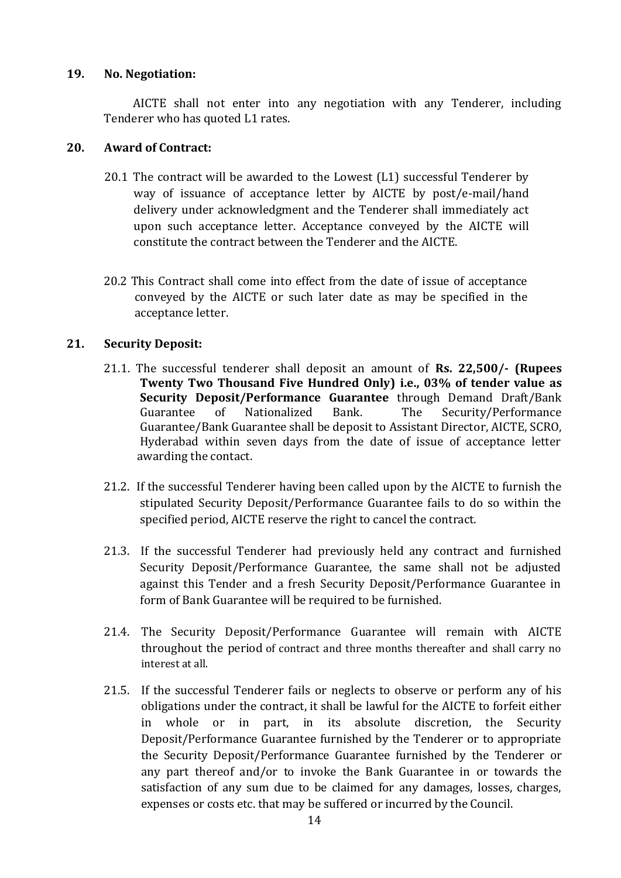## 19. No. Negotiation:

AICTE shall not enter into any negotiation with any Tenderer, including Tenderer who has quoted L1 rates.

## 20. Award of Contract:

20.1 The contract will be awarded to the Lowest (L1) successful Tenderer by way of issuance of acceptance letter by AICTE by post/e-mail/hand delivery under acknowledgment and the Tenderer shall immediately act upon such acceptance letter. Acceptance conveyed by the AICTE will constitute the contract between the Tenderer and the AICTE.

20.2 This Contract shall come into effect from the date of issue of acceptance conveyed by the AICTE or such later date as may be specified in the acceptance letter.

## 21. Security Deposit:

21.1. The successful tenderer shall deposit an amount of **Rs. 22,500/- (Rupees Twenty Two Thousand Five Hundred Only) i.e., 03% of tender value as Security Deposit/Performance Guarantee** through Demand Draft/Bank Guarantee of Nationalized Bank. The Security/Performance Guarantee/Bank Guarantee shall be deposit to Assistant Director, AICTE, SCRO, Hyderabad within seven days from the date of issue of acceptance letter awarding the contact.

21.2. If the successful Tenderer having been called upon by the AICTE to furnish the stipulated Security Deposit/Performance Guarantee fails to do so within the specified period, AICTE reserve the right to cancel the contract.

21.3. If the successful Tenderer had previously held any contract and furnished Security Deposit/Performance Guarantee, the same shall not be adjusted against this Tender and a fresh Security Deposit/Performance Guarantee in form of Bank Guarantee will be required to be furnished.

21.4. The Security Deposit/Performance Guarantee will remain with AICTE throughout the period of contract and three months thereafter and shall carry no interest at all.

21.5. If the successful Tenderer fails or neglects to observe or perform any of his obligations under the contract, it shall be lawful for the AICTE to forfeit either in whole or in part, in its absolute discretion, the Security Deposit/Performance Guarantee furnished by the Tenderer or to appropriate the Security Deposit/Performance Guarantee furnished by the Tenderer or any part thereof and/or to invoke the Bank Guarantee in or towards the satisfaction of any sum due to be claimed for any damages, losses, charges, expenses or costs etc. that may be suffered or incurred by the Council.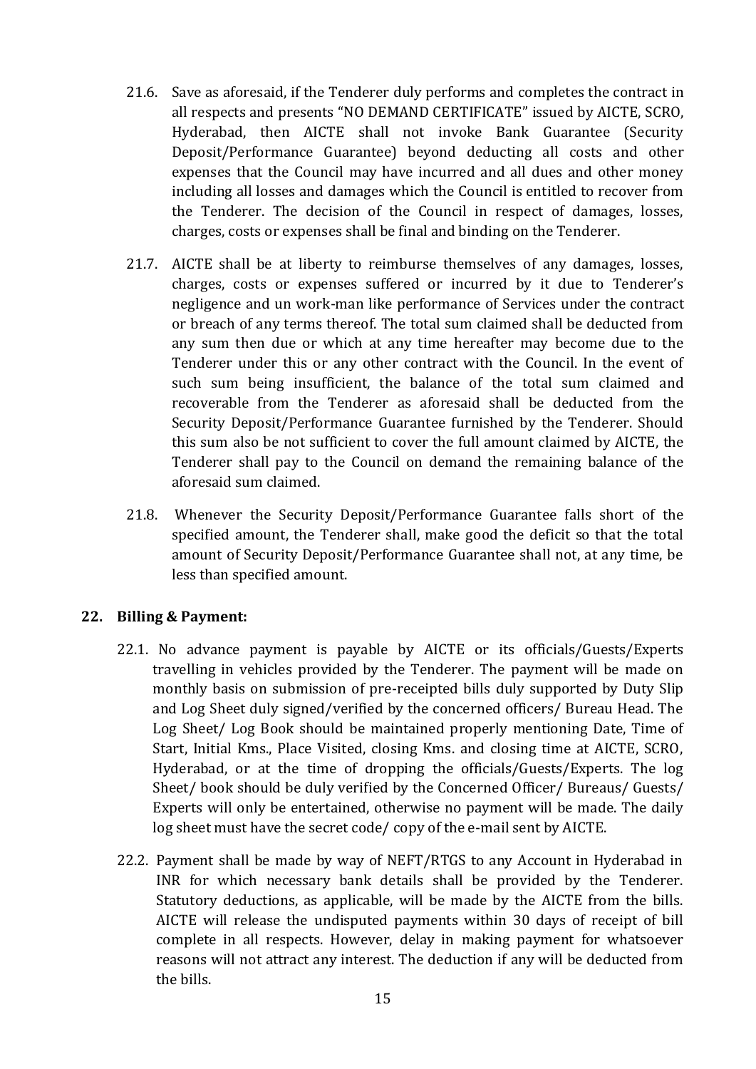21.6. Save as aforesaid, if the Tenderer duly performs and completes the contract in all respects and presents "NO DEMAND CERTIFICATE" issued by AICTE, SCRO, Hyderabad, then AICTE shall not invoke Bank Guarantee (Security Deposit/Performance Guarantee) beyond deducting all costs and other expenses that the Council may have incurred and all dues and other money including all losses and damages which the Council is entitled to recover from the Tenderer. The decision of the Council in respect of damages, losses, charges, costs or expenses shall be final and binding on the Tenderer.

21.7. AICTE shall be at liberty to reimburse themselves of any damages, losses, charges, costs or expenses suffered or incurred by it due to Tenderer's negligence and un work-man like performance of Services under the contract or breach of any terms thereof. The total sum claimed shall be deducted from any sum then due or which at any time hereafter may become due to the Tenderer under this or any other contract with the Council. In the event of such sum being insufficient, the balance of the total sum claimed and recoverable from the Tenderer as aforesaid shall be deducted from the Security Deposit/Performance Guarantee furnished by the Tenderer. Should this sum also be not sufficient to cover the full amount claimed by AICTE, the Tenderer shall pay to the Council on demand the remaining balance of the aforesaid sum claimed.

21.8. Whenever the Security Deposit/Performance Guarantee falls short of the specified amount, the Tenderer shall, make good the deficit so that the total amount of Security Deposit/Performance Guarantee shall not, at any time, be less than specified amount.

## 22. Billing & Payment:

22.1. No advance payment is payable by AICTE or its officials/Guests/Experts travelling in vehicles provided by the Tenderer. The payment will be made on monthly basis on submission of pre-receipted bills duly supported by Duty Slip and Log Sheet duly signed/verified by the concerned officers/ Bureau Head. The Log Sheet/ Log Book should be maintained properly mentioning Date, Time of Start, Initial Kms., Place Visited, closing Kms. and closing time at AICTE, SCRO, Hyderabad, or at the time of dropping the officials/Guests/Experts. The log Sheet/ book should be duly verified by the Concerned Officer/ Bureaus/ Guests/ Experts will only be entertained, otherwise no payment will be made. The daily log sheet must have the secret code/ copy of the e-mail sent by AICTE.

22.2. Payment shall be made by way of NEFT/RTGS to any Account in Hyderabad in INR for which necessary bank details shall be provided by the Tenderer. Statutory deductions, as applicable, will be made by the AICTE from the bills. AICTE will release the undisputed payments within 30 days of receipt of bill complete in all respects. However, delay in making payment for whatsoever reasons will not attract any interest. The deduction if any will be deducted from the bills.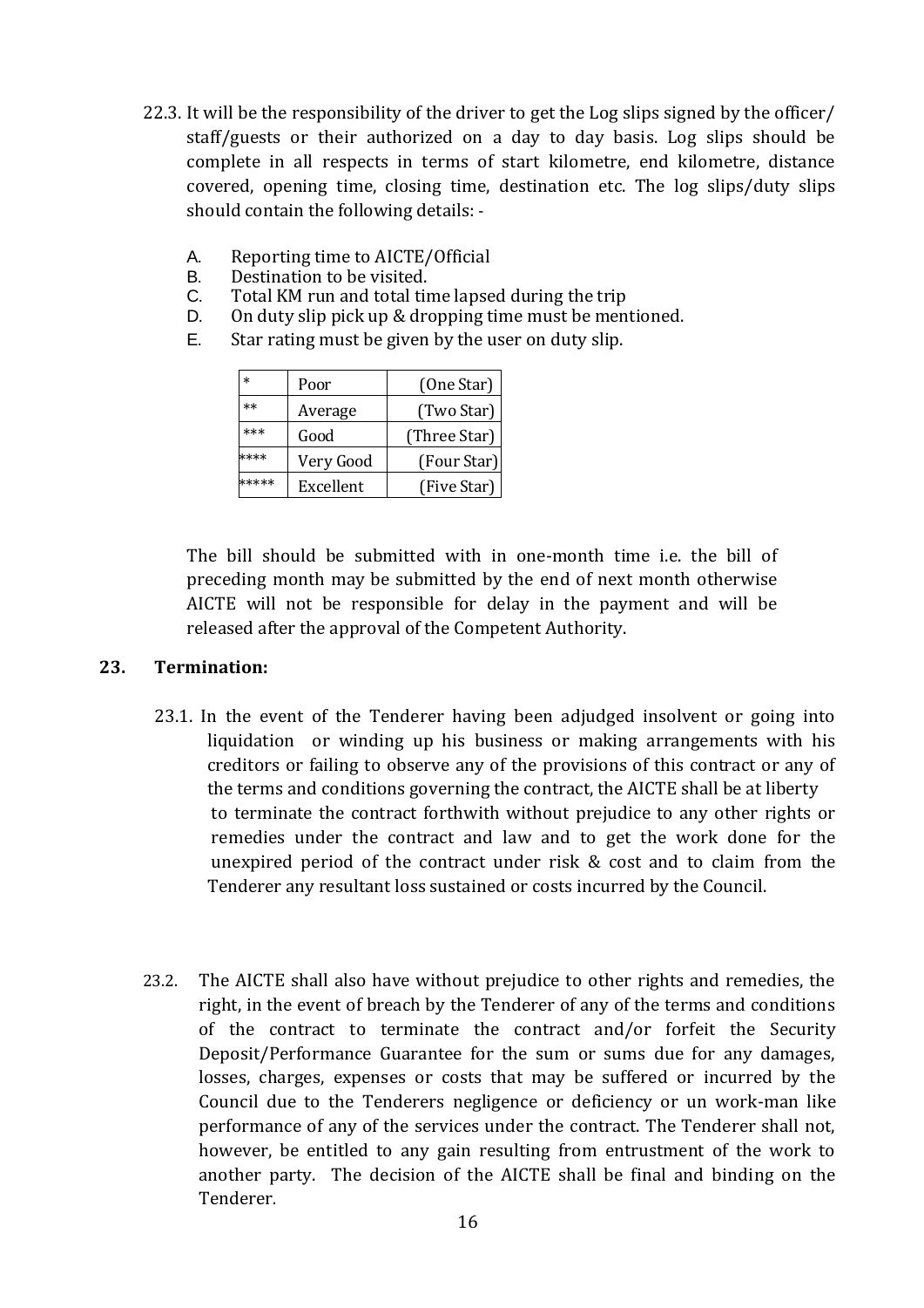22.3. It will be the responsibility of the driver to get the Log slips signed by the officer/ staff/guests or their authorized on a day to day basis. Log slips should be complete in all respects in terms of start kilometre, end kilometre, distance covered, opening time, closing time, destination etc. The log slips/duty slips should contain the following details: -

A. Reporting time to AICTE/Official
B. Destination to be visited.
C. Total KM run and total time lapsed during the trip
D. On duty slip pick up & dropping time must be mentioned.
E. Star rating must be given by the user on duty slip.

| * | Poor | (One Star) |
|---|---|---|
| ** | Average | (Two Star) |
| *** | Good | (Three Star) |
| **** | Very Good | (Four Star) |
| ***** | Excellent | (Five Star) |

The bill should be submitted with in one-month time i.e. the bill of preceding month may be submitted by the end of next month otherwise AICTE will not be responsible for delay in the payment and will be released after the approval of the Competent Authority.

## 23. Termination:

23.1. In the event of the Tenderer having been adjudged insolvent or going into liquidation or winding up his business or making arrangements with his creditors or failing to observe any of the provisions of this contract or any of the terms and conditions governing the contract, the AICTE shall be at liberty to terminate the contract forthwith without prejudice to any other rights or remedies under the contract and law and to get the work done for the unexpired period of the contract under risk & cost and to claim from the Tenderer any resultant loss sustained or costs incurred by the Council.

23.2. The AICTE shall also have without prejudice to other rights and remedies, the right, in the event of breach by the Tenderer of any of the terms and conditions of the contract to terminate the contract and/or forfeit the Security Deposit/Performance Guarantee for the sum or sums due for any damages, losses, charges, expenses or costs that may be suffered or incurred by the Council due to the Tenderers negligence or deficiency or un work-man like performance of any of the services under the contract. The Tenderer shall not, however, be entitled to any gain resulting from entrustment of the work to another party. The decision of the AICTE shall be final and binding on the Tenderer.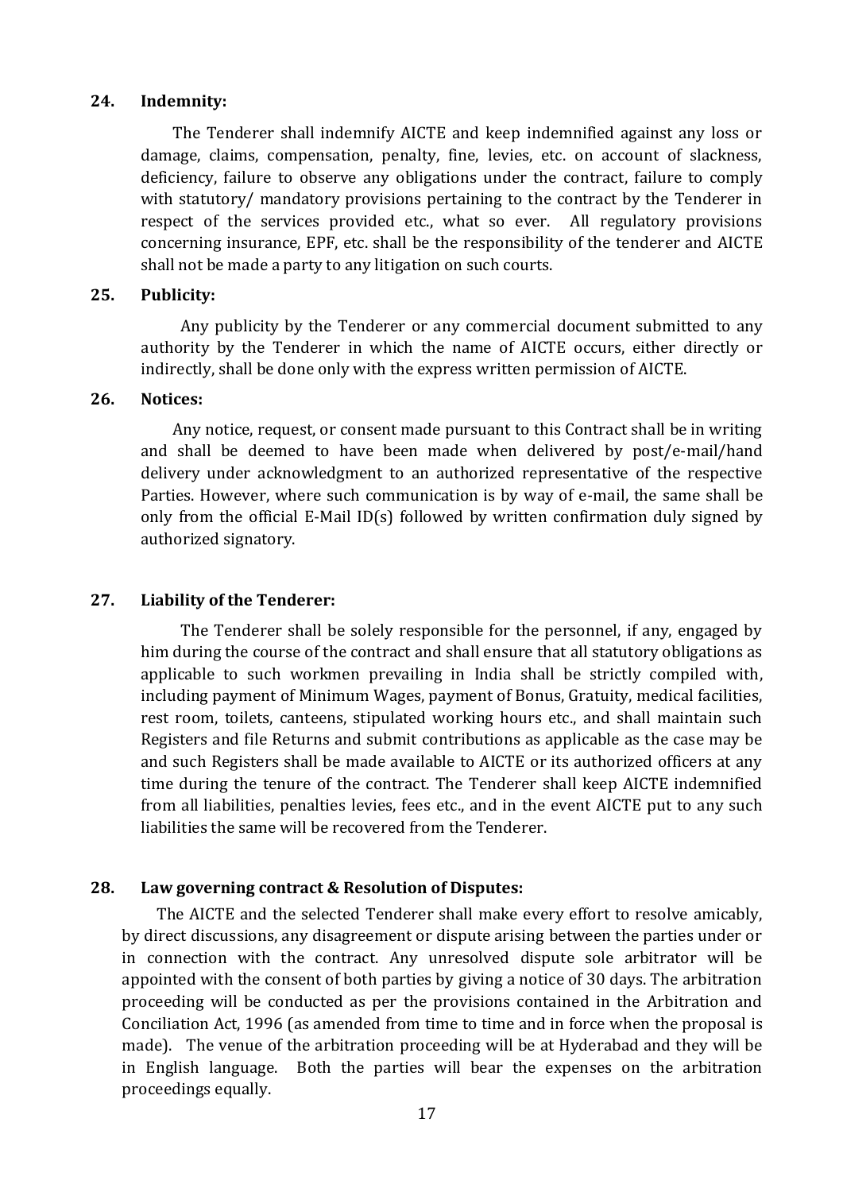**24. Indemnity:**

The Tenderer shall indemnify AICTE and keep indemnified against any loss or damage, claims, compensation, penalty, fine, levies, etc. on account of slackness, deficiency, failure to observe any obligations under the contract, failure to comply with statutory/ mandatory provisions pertaining to the contract by the Tenderer in respect of the services provided etc., what so ever. All regulatory provisions concerning insurance, EPF, etc. shall be the responsibility of the tenderer and AICTE shall not be made a party to any litigation on such courts.

**25. Publicity:**

Any publicity by the Tenderer or any commercial document submitted to any authority by the Tenderer in which the name of AICTE occurs, either directly or indirectly, shall be done only with the express written permission of AICTE.

**26. Notices:**

Any notice, request, or consent made pursuant to this Contract shall be in writing and shall be deemed to have been made when delivered by post/e-mail/hand delivery under acknowledgment to an authorized representative of the respective Parties. However, where such communication is by way of e-mail, the same shall be only from the official E-Mail ID(s) followed by written confirmation duly signed by authorized signatory.

**27. Liability of the Tenderer:**

The Tenderer shall be solely responsible for the personnel, if any, engaged by him during the course of the contract and shall ensure that all statutory obligations as applicable to such workmen prevailing in India shall be strictly compiled with, including payment of Minimum Wages, payment of Bonus, Gratuity, medical facilities, rest room, toilets, canteens, stipulated working hours etc., and shall maintain such Registers and file Returns and submit contributions as applicable as the case may be and such Registers shall be made available to AICTE or its authorized officers at any time during the tenure of the contract. The Tenderer shall keep AICTE indemnified from all liabilities, penalties levies, fees etc., and in the event AICTE put to any such liabilities the same will be recovered from the Tenderer.

**28. Law governing contract & Resolution of Disputes:**

The AICTE and the selected Tenderer shall make every effort to resolve amicably, by direct discussions, any disagreement or dispute arising between the parties under or in connection with the contract. Any unresolved dispute sole arbitrator will be appointed with the consent of both parties by giving a notice of 30 days. The arbitration proceeding will be conducted as per the provisions contained in the Arbitration and Conciliation Act, 1996 (as amended from time to time and in force when the proposal is made). The venue of the arbitration proceeding will be at Hyderabad and they will be in English language. Both the parties will bear the expenses on the arbitration proceedings equally.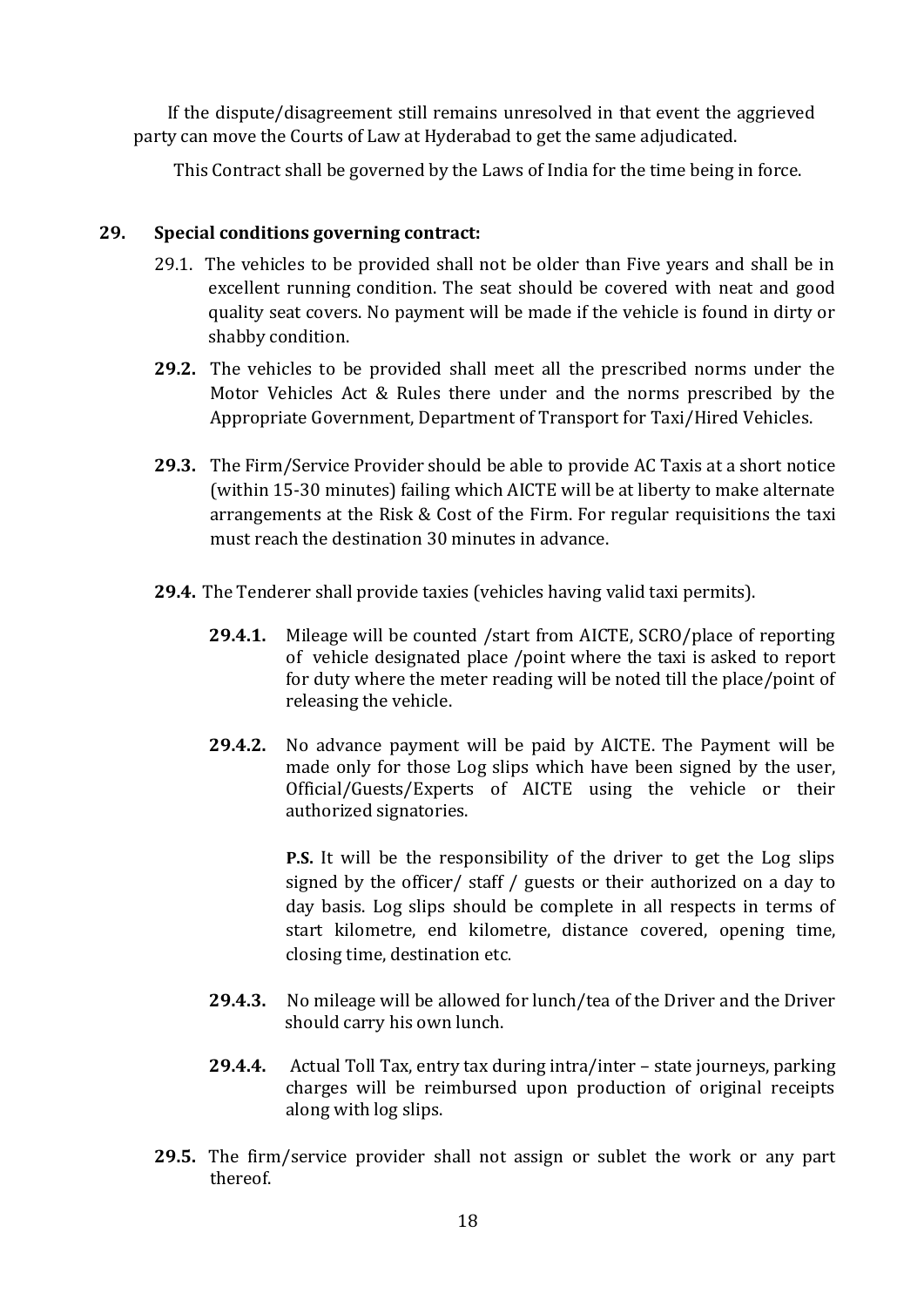If the dispute/disagreement still remains unresolved in that event the aggrieved party can move the Courts of Law at Hyderabad to get the same adjudicated.

This Contract shall be governed by the Laws of India for the time being in force.

**29. Special conditions governing contract:**

29.1. The vehicles to be provided shall not be older than Five years and shall be in excellent running condition. The seat should be covered with neat and good quality seat covers. No payment will be made if the vehicle is found in dirty or shabby condition.

**29.2.** The vehicles to be provided shall meet all the prescribed norms under the Motor Vehicles Act & Rules there under and the norms prescribed by the Appropriate Government, Department of Transport for Taxi/Hired Vehicles.

**29.3.** The Firm/Service Provider should be able to provide AC Taxis at a short notice (within 15-30 minutes) failing which AICTE will be at liberty to make alternate arrangements at the Risk & Cost of the Firm. For regular requisitions the taxi must reach the destination 30 minutes in advance.

**29.4.** The Tenderer shall provide taxies (vehicles having valid taxi permits).

**29.4.1.** Mileage will be counted /start from AICTE, SCRO/place of reporting of vehicle designated place /point where the taxi is asked to report for duty where the meter reading will be noted till the place/point of releasing the vehicle.

**29.4.2.** No advance payment will be paid by AICTE. The Payment will be made only for those Log slips which have been signed by the user, Official/Guests/Experts of AICTE using the vehicle or their authorized signatories.

**P.S.** It will be the responsibility of the driver to get the Log slips signed by the officer/ staff / guests or their authorized on a day to day basis. Log slips should be complete in all respects in terms of start kilometre, end kilometre, distance covered, opening time, closing time, destination etc.

**29.4.3.** No mileage will be allowed for lunch/tea of the Driver and the Driver should carry his own lunch.

**29.4.4.** Actual Toll Tax, entry tax during intra/inter – state journeys, parking charges will be reimbursed upon production of original receipts along with log slips.

**29.5.** The firm/service provider shall not assign or sublet the work or any part thereof.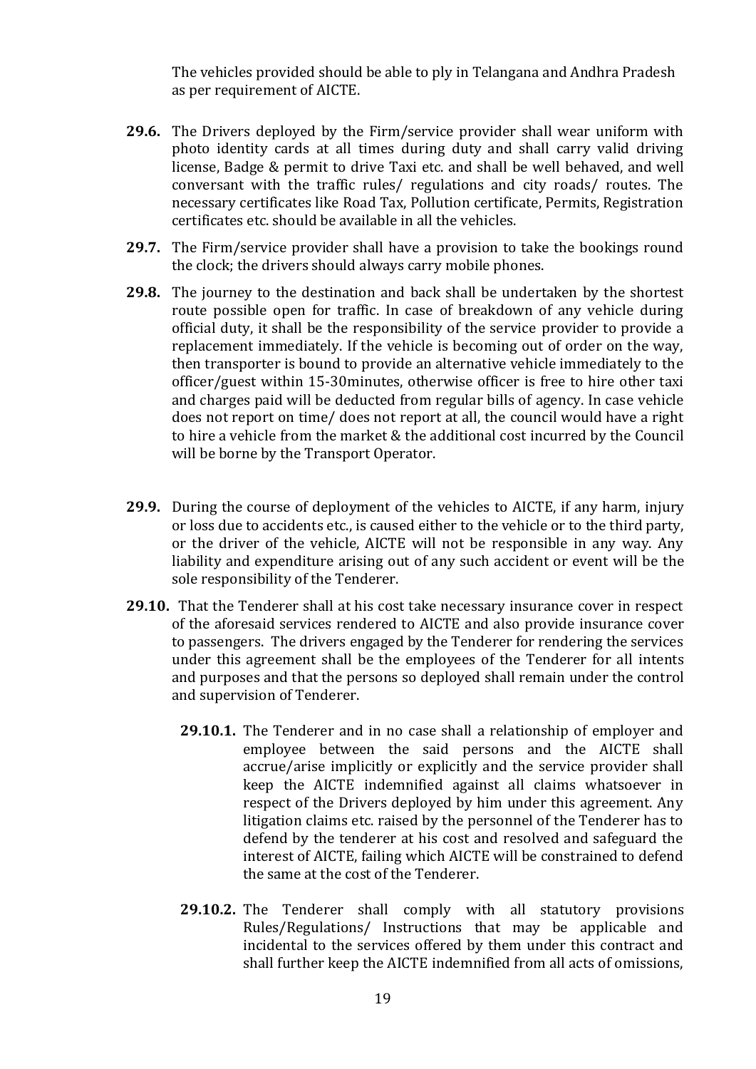The vehicles provided should be able to ply in Telangana and Andhra Pradesh as per requirement of AICTE.

**29.6.** The Drivers deployed by the Firm/service provider shall wear uniform with photo identity cards at all times during duty and shall carry valid driving license, Badge & permit to drive Taxi etc. and shall be well behaved, and well conversant with the traffic rules/ regulations and city roads/ routes. The necessary certificates like Road Tax, Pollution certificate, Permits, Registration certificates etc. should be available in all the vehicles.

**29.7.** The Firm/service provider shall have a provision to take the bookings round the clock; the drivers should always carry mobile phones.

**29.8.** The journey to the destination and back shall be undertaken by the shortest route possible open for traffic. In case of breakdown of any vehicle during official duty, it shall be the responsibility of the service provider to provide a replacement immediately. If the vehicle is becoming out of order on the way, then transporter is bound to provide an alternative vehicle immediately to the officer/guest within 15-30minutes, otherwise officer is free to hire other taxi and charges paid will be deducted from regular bills of agency. In case vehicle does not report on time/ does not report at all, the council would have a right to hire a vehicle from the market & the additional cost incurred by the Council will be borne by the Transport Operator.

**29.9.** During the course of deployment of the vehicles to AICTE, if any harm, injury or loss due to accidents etc., is caused either to the vehicle or to the third party, or the driver of the vehicle, AICTE will not be responsible in any way. Any liability and expenditure arising out of any such accident or event will be the sole responsibility of the Tenderer.

**29.10.** That the Tenderer shall at his cost take necessary insurance cover in respect of the aforesaid services rendered to AICTE and also provide insurance cover to passengers. The drivers engaged by the Tenderer for rendering the services under this agreement shall be the employees of the Tenderer for all intents and purposes and that the persons so deployed shall remain under the control and supervision of Tenderer.

**29.10.1.** The Tenderer and in no case shall a relationship of employer and employee between the said persons and the AICTE shall accrue/arise implicitly or explicitly and the service provider shall keep the AICTE indemnified against all claims whatsoever in respect of the Drivers deployed by him under this agreement. Any litigation claims etc. raised by the personnel of the Tenderer has to defend by the tenderer at his cost and resolved and safeguard the interest of AICTE, failing which AICTE will be constrained to defend the same at the cost of the Tenderer.

**29.10.2.** The Tenderer shall comply with all statutory provisions Rules/Regulations/ Instructions that may be applicable and incidental to the services offered by them under this contract and shall further keep the AICTE indemnified from all acts of omissions,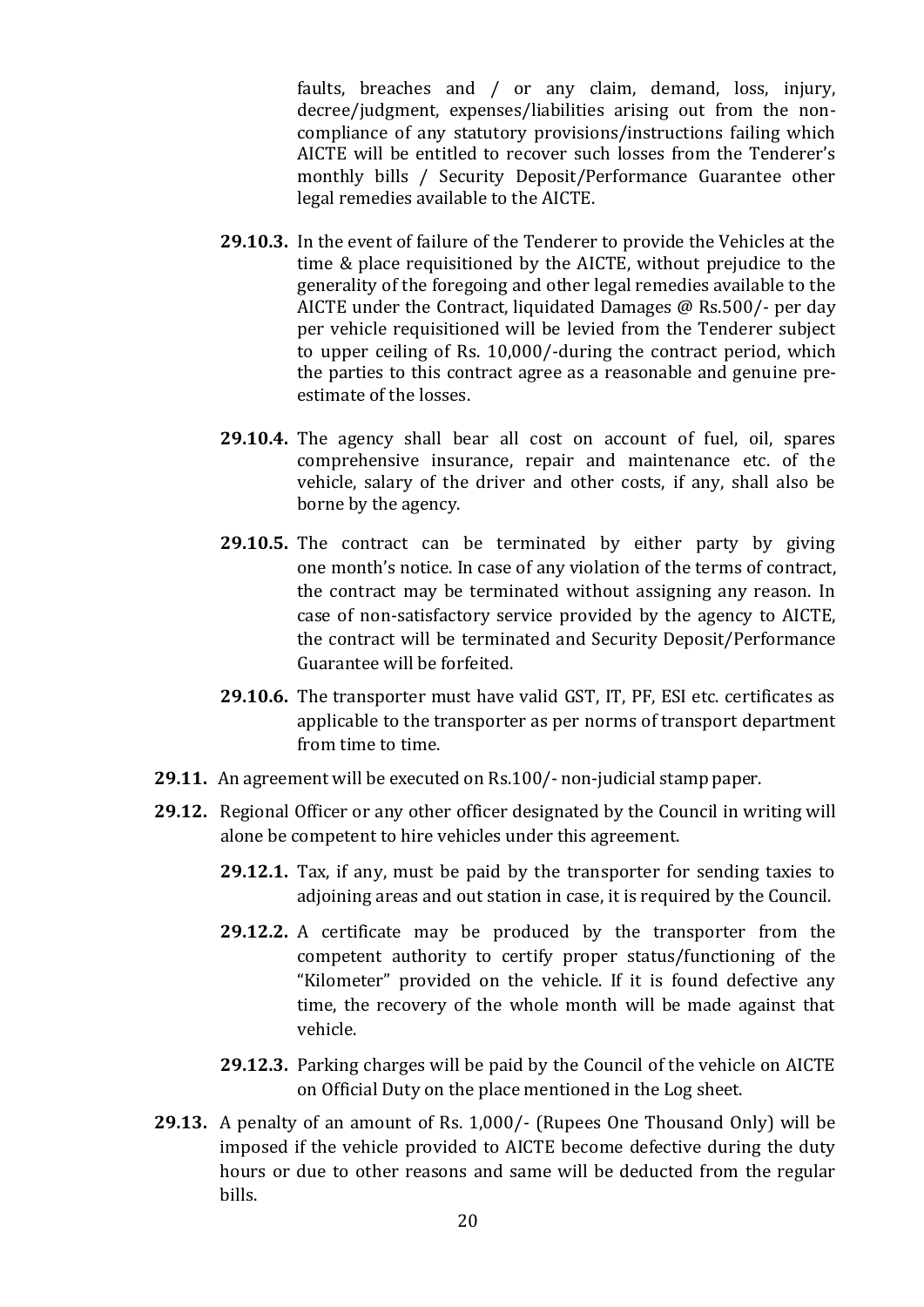faults, breaches and / or any claim, demand, loss, injury, decree/judgment, expenses/liabilities arising out from the non-compliance of any statutory provisions/instructions failing which AICTE will be entitled to recover such losses from the Tenderer's monthly bills / Security Deposit/Performance Guarantee other legal remedies available to the AICTE.

**29.10.3.** In the event of failure of the Tenderer to provide the Vehicles at the time & place requisitioned by the AICTE, without prejudice to the generality of the foregoing and other legal remedies available to the AICTE under the Contract, liquidated Damages @ Rs.500/- per day per vehicle requisitioned will be levied from the Tenderer subject to upper ceiling of Rs. 10,000/-during the contract period, which the parties to this contract agree as a reasonable and genuine pre-estimate of the losses.

**29.10.4.** The agency shall bear all cost on account of fuel, oil, spares comprehensive insurance, repair and maintenance etc. of the vehicle, salary of the driver and other costs, if any, shall also be borne by the agency.

**29.10.5.** The contract can be terminated by either party by giving one month's notice. In case of any violation of the terms of contract, the contract may be terminated without assigning any reason. In case of non-satisfactory service provided by the agency to AICTE, the contract will be terminated and Security Deposit/Performance Guarantee will be forfeited.

**29.10.6.** The transporter must have valid GST, IT, PF, ESI etc. certificates as applicable to the transporter as per norms of transport department from time to time.

**29.11.** An agreement will be executed on Rs.100/- non-judicial stamp paper.

**29.12.** Regional Officer or any other officer designated by the Council in writing will alone be competent to hire vehicles under this agreement.

**29.12.1.** Tax, if any, must be paid by the transporter for sending taxies to adjoining areas and out station in case, it is required by the Council.

**29.12.2.** A certificate may be produced by the transporter from the competent authority to certify proper status/functioning of the "Kilometer" provided on the vehicle. If it is found defective any time, the recovery of the whole month will be made against that vehicle.

**29.12.3.** Parking charges will be paid by the Council of the vehicle on AICTE on Official Duty on the place mentioned in the Log sheet.

**29.13.** A penalty of an amount of Rs. 1,000/- (Rupees One Thousand Only) will be imposed if the vehicle provided to AICTE become defective during the duty hours or due to other reasons and same will be deducted from the regular bills.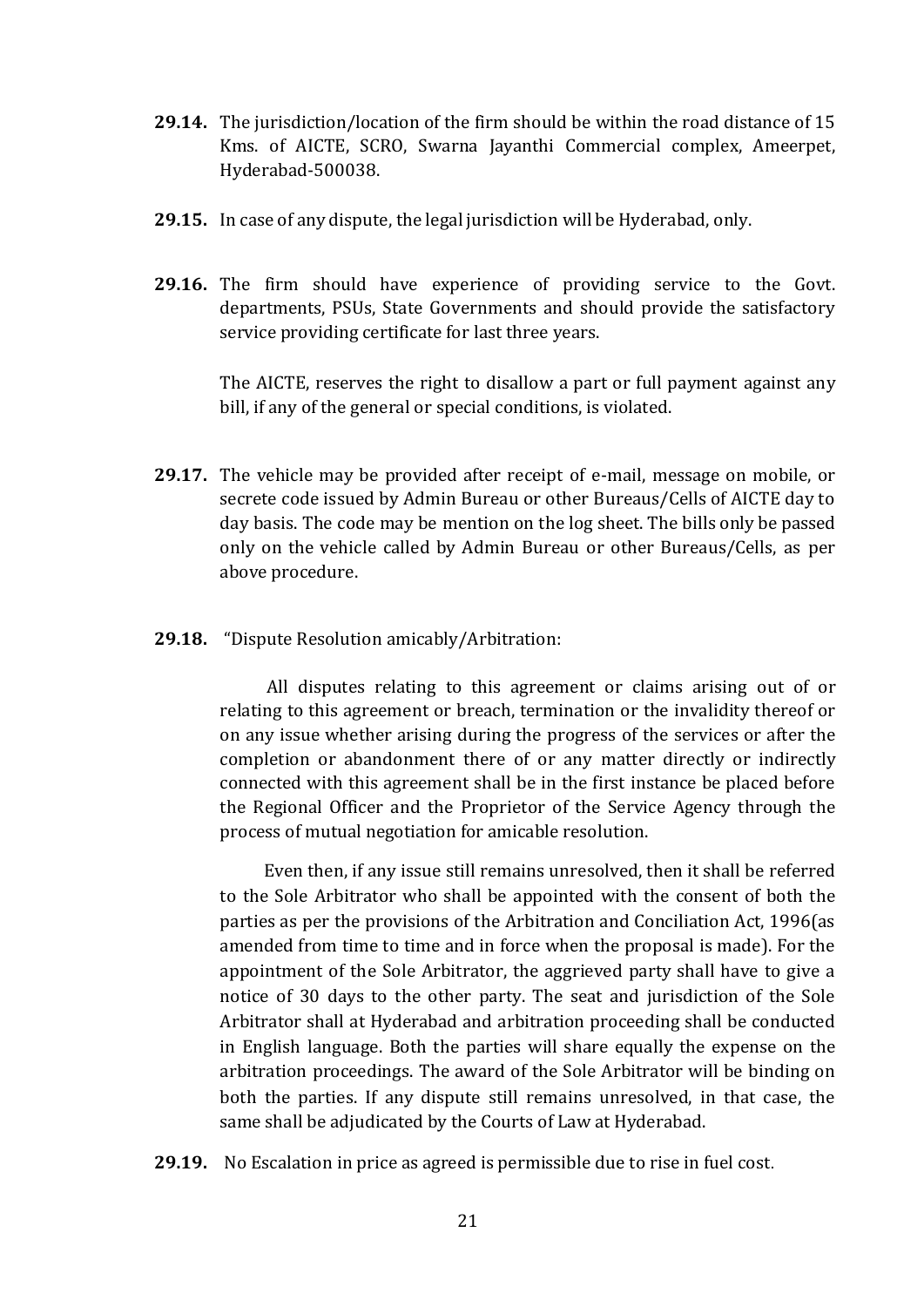**29.14.** The jurisdiction/location of the firm should be within the road distance of 15 Kms. of AICTE, SCRO, Swarna Jayanthi Commercial complex, Ameerpet, Hyderabad-500038.

**29.15.** In case of any dispute, the legal jurisdiction will be Hyderabad, only.

**29.16.** The firm should have experience of providing service to the Govt. departments, PSUs, State Governments and should provide the satisfactory service providing certificate for last three years.

The AICTE, reserves the right to disallow a part or full payment against any bill, if any of the general or special conditions, is violated.

**29.17.** The vehicle may be provided after receipt of e-mail, message on mobile, or secrete code issued by Admin Bureau or other Bureaus/Cells of AICTE day to day basis. The code may be mention on the log sheet. The bills only be passed only on the vehicle called by Admin Bureau or other Bureaus/Cells, as per above procedure.

**29.18.** "Dispute Resolution amicably/Arbitration:

All disputes relating to this agreement or claims arising out of or relating to this agreement or breach, termination or the invalidity thereof or on any issue whether arising during the progress of the services or after the completion or abandonment there of or any matter directly or indirectly connected with this agreement shall be in the first instance be placed before the Regional Officer and the Proprietor of the Service Agency through the process of mutual negotiation for amicable resolution.

Even then, if any issue still remains unresolved, then it shall be referred to the Sole Arbitrator who shall be appointed with the consent of both the parties as per the provisions of the Arbitration and Conciliation Act, 1996(as amended from time to time and in force when the proposal is made). For the appointment of the Sole Arbitrator, the aggrieved party shall have to give a notice of 30 days to the other party. The seat and jurisdiction of the Sole Arbitrator shall at Hyderabad and arbitration proceeding shall be conducted in English language. Both the parties will share equally the expense on the arbitration proceedings. The award of the Sole Arbitrator will be binding on both the parties. If any dispute still remains unresolved, in that case, the same shall be adjudicated by the Courts of Law at Hyderabad.

**29.19.** No Escalation in price as agreed is permissible due to rise in fuel cost.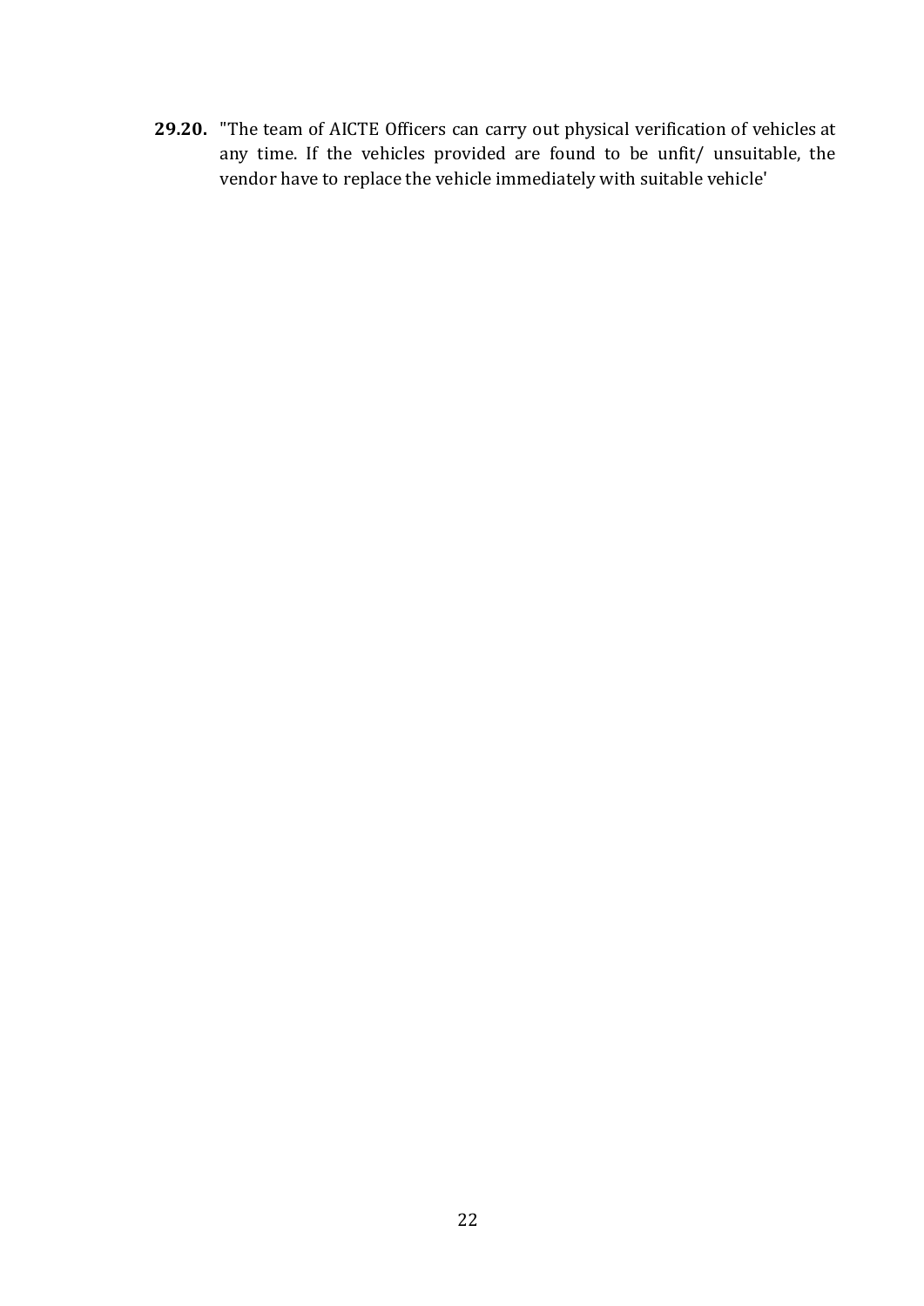**29.20.** "The team of AICTE Officers can carry out physical verification of vehicles at any time. If the vehicles provided are found to be unfit/ unsuitable, the vendor have to replace the vehicle immediately with suitable vehicle'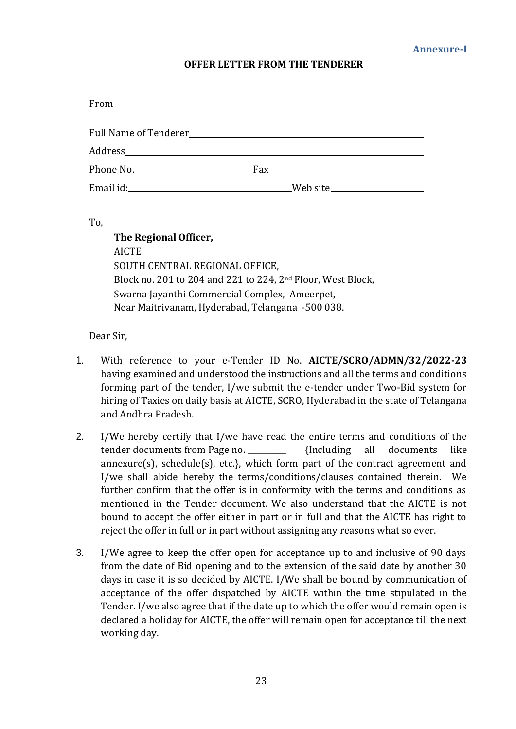**Annexure-I**

**OFFER LETTER FROM THE TENDERER**

From

Full Name of Tenderer\_\_\_\_\_\_\_\_\_\_\_\_\_\_\_\_\_\_\_\_\_\_\_\_\_\_\_\_\_\_\_\_\_\_\_\_\_\_\_\_\_\_\_\_

Address\_\_\_\_\_\_\_\_\_\_\_\_\_\_\_\_\_\_\_\_\_\_\_\_\_\_\_\_\_\_\_\_\_\_\_\_\_\_\_\_\_\_\_\_\_\_\_\_\_\_\_\_\_\_\_\_

Phone No.\_\_\_\_\_\_\_\_\_\_\_\_\_\_\_\_\_\_\_\_\_\_\_\_Fax\_\_\_\_\_\_\_\_\_\_\_\_\_\_\_\_\_\_\_\_\_\_\_\_\_\_\_\_\_\_

Email id:\_\_\_\_\_\_\_\_\_\_\_\_\_\_\_\_\_\_\_\_\_\_\_\_\_\_\_\_\_\_\_\_\_\_Web site\_\_\_\_\_\_\_\_\_\_\_\_\_\_\_\_\_\_\_\_

To,

**The Regional Officer,**
AICTE
SOUTH CENTRAL REGIONAL OFFICE,
Block no. 201 to 204 and 221 to 224, 2nd Floor, West Block,
Swarna Jayanthi Commercial Complex, Ameerpet,
Near Maitrivanam, Hyderabad, Telangana -500 038.

Dear Sir,

1. With reference to your e-Tender ID No. **AICTE/SCRO/ADMN/32/2022-23** having examined and understood the instructions and all the terms and conditions forming part of the tender, I/we submit the e-tender under Two-Bid system for hiring of Taxies on daily basis at AICTE, SCRO, Hyderabad in the state of Telangana and Andhra Pradesh.

2. I/We hereby certify that I/we have read the entire terms and conditions of the tender documents from Page no. \_\_\_\_\_\_\_\_\_\_\_\_\_\_{Including all documents like annexure(s), schedule(s), etc.}, which form part of the contract agreement and I/we shall abide hereby the terms/conditions/clauses contained therein. We further confirm that the offer is in conformity with the terms and conditions as mentioned in the Tender document. We also understand that the AICTE is not bound to accept the offer either in part or in full and that the AICTE has right to reject the offer in full or in part without assigning any reasons what so ever.

3. I/We agree to keep the offer open for acceptance up to and inclusive of 90 days from the date of Bid opening and to the extension of the said date by another 30 days in case it is so decided by AICTE. I/We shall be bound by communication of acceptance of the offer dispatched by AICTE within the time stipulated in the Tender. I/we also agree that if the date up to which the offer would remain open is declared a holiday for AICTE, the offer will remain open for acceptance till the next working day.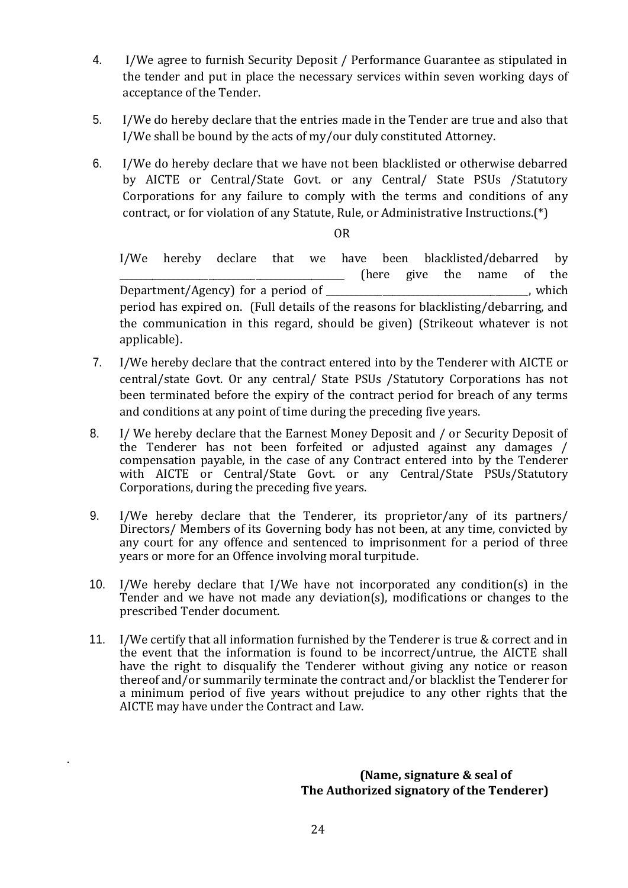4. I/We agree to furnish Security Deposit / Performance Guarantee as stipulated in the tender and put in place the necessary services within seven working days of acceptance of the Tender.

5. I/We do hereby declare that the entries made in the Tender are true and also that I/We shall be bound by the acts of my/our duly constituted Attorney.

6. I/We do hereby declare that we have not been blacklisted or otherwise debarred by AICTE or Central/State Govt. or any Central/ State PSUs /Statutory Corporations for any failure to comply with the terms and conditions of any contract, or for violation of any Statute, Rule, or Administrative Instructions.(*)

   OR

   I/We hereby declare that we have been blacklisted/debarred by ______________________________ (here give the name of the Department/Agency) for a period of ______________________________, which period has expired on. (Full details of the reasons for blacklisting/debarring, and the communication in this regard, should be given) (Strikeout whatever is not applicable).

7. I/We hereby declare that the contract entered into by the Tenderer with AICTE or central/state Govt. Or any central/ State PSUs /Statutory Corporations has not been terminated before the expiry of the contract period for breach of any terms and conditions at any point of time during the preceding five years.

8. I/ We hereby declare that the Earnest Money Deposit and / or Security Deposit of the Tenderer has not been forfeited or adjusted against any damages / compensation payable, in the case of any Contract entered into by the Tenderer with AICTE or Central/State Govt. or any Central/State PSUs/Statutory Corporations, during the preceding five years.

9. I/We hereby declare that the Tenderer, its proprietor/any of its partners/ Directors/ Members of its Governing body has not been, at any time, convicted by any court for any offence and sentenced to imprisonment for a period of three years or more for an Offence involving moral turpitude.

10. I/We hereby declare that I/We have not incorporated any condition(s) in the Tender and we have not made any deviation(s), modifications or changes to the prescribed Tender document.

11. I/We certify that all information furnished by the Tenderer is true & correct and in the event that the information is found to be incorrect/untrue, the AICTE shall have the right to disqualify the Tenderer without giving any notice or reason thereof and/or summarily terminate the contract and/or blacklist the Tenderer for a minimum period of five years without prejudice to any other rights that the AICTE may have under the Contract and Law.

**(Name, signature & seal of**
**The Authorized signatory of the Tenderer)**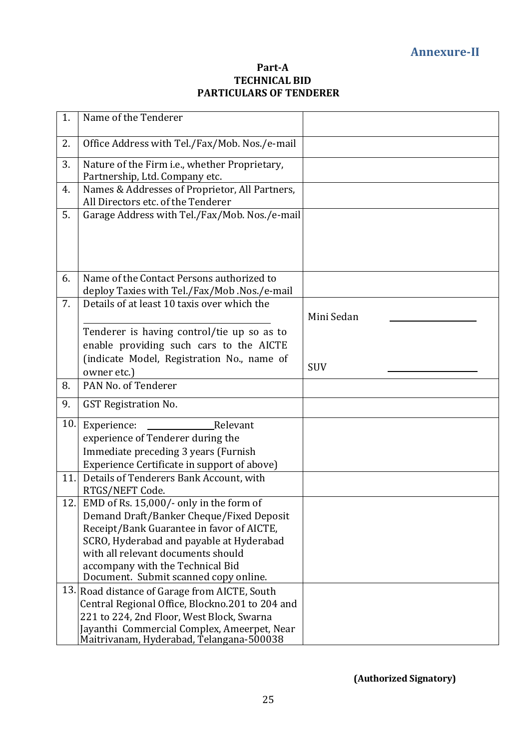**Annexure-II**

**Part-A**
**TECHNICAL BID**
**PARTICULARS OF TENDERER**

| | | |
|---|---|---|
| 1. | Name of the Tenderer | |
| 2. | Office Address with Tel./Fax/Mob. Nos./e-mail | |
| 3. | Nature of the Firm i.e., whether Proprietary, Partnership, Ltd. Company etc. | |
| 4. | Names & Addresses of Proprietor, All Partners, All Directors etc. of the Tenderer | |
| 5. | Garage Address with Tel./Fax/Mob. Nos./e-mail | |
| 6. | Name of the Contact Persons authorized to deploy Taxies with Tel./Fax/Mob .Nos./e-mail | |
| 7. | Details of at least 10 taxis over which the ______________ Tenderer is having control/tie up so as to enable providing such cars to the AICTE (indicate Model, Registration No., name of owner etc.) | Mini Sedan ______________<br><br>SUV ______________ |
| 8. | PAN No. of Tenderer | |
| 9. | GST Registration No. | |
| 10. | Experience: ___________ Relevant experience of Tenderer during the Immediate preceding 3 years (Furnish Experience Certificate in support of above) | |
| 11. | Details of Tenderers Bank Account, with RTGS/NEFT Code. | |
| 12. | EMD of Rs. 15,000/- only in the form of Demand Draft/Banker Cheque/Fixed Deposit Receipt/Bank Guarantee in favor of AICTE, SCRO, Hyderabad and payable at Hyderabad with all relevant documents should accompany with the Technical Bid Document. Submit scanned copy online. | |
| 13. | Road distance of Garage from AICTE, South Central Regional Office, Blockno.201 to 204 and 221 to 224, 2nd Floor, West Block, Swarna Jayanthi Commercial Complex, Ameerpet, Near Maitrivanam, Hyderabad, Telangana-500038 | |

**(Authorized Signatory)**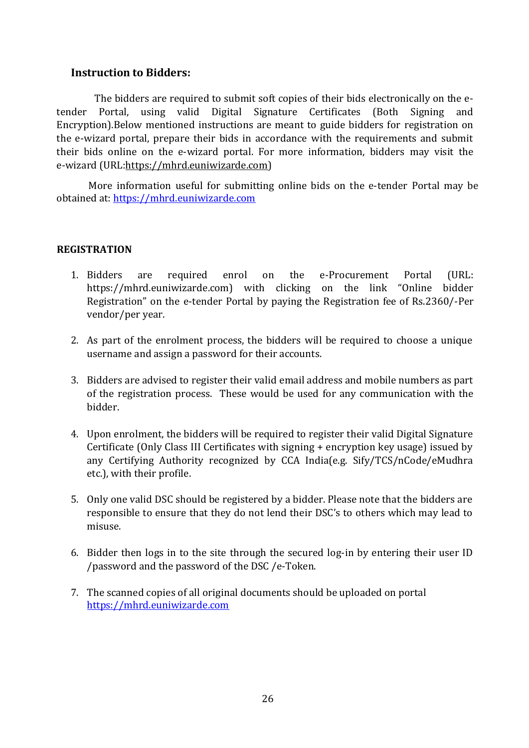### Instruction to Bidders:

The bidders are required to submit soft copies of their bids electronically on the e-tender Portal, using valid Digital Signature Certificates (Both Signing and Encryption).Below mentioned instructions are meant to guide bidders for registration on the e-wizard portal, prepare their bids in accordance with the requirements and submit their bids online on the e-wizard portal. For more information, bidders may visit the e-wizard (URL:https://mhrd.euniwizarde.com)

More information useful for submitting online bids on the e-tender Portal may be obtained at: https://mhrd.euniwizarde.com

### REGISTRATION

1. Bidders are required enrol on the e-Procurement Portal (URL: https://mhrd.euniwizarde.com) with clicking on the link "Online bidder Registration" on the e-tender Portal by paying the Registration fee of Rs.2360/-Per vendor/per year.

2. As part of the enrolment process, the bidders will be required to choose a unique username and assign a password for their accounts.

3. Bidders are advised to register their valid email address and mobile numbers as part of the registration process. These would be used for any communication with the bidder.

4. Upon enrolment, the bidders will be required to register their valid Digital Signature Certificate (Only Class III Certificates with signing + encryption key usage) issued by any Certifying Authority recognized by CCA India(e.g. Sify/TCS/nCode/eMudhra etc.), with their profile.

5. Only one valid DSC should be registered by a bidder. Please note that the bidders are responsible to ensure that they do not lend their DSC's to others which may lead to misuse.

6. Bidder then logs in to the site through the secured log-in by entering their user ID /password and the password of the DSC /e-Token.

7. The scanned copies of all original documents should be uploaded on portal https://mhrd.euniwizarde.com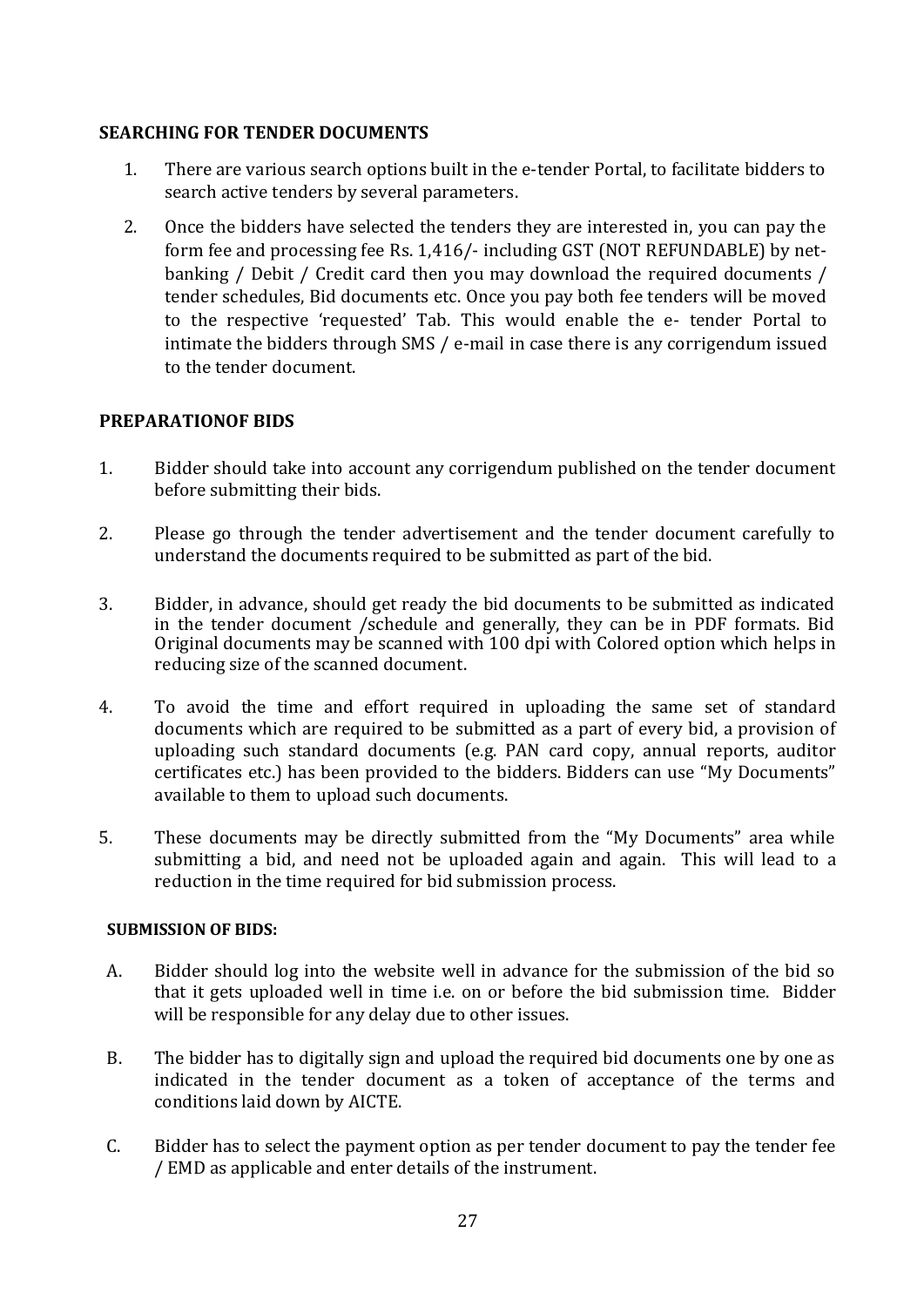**SEARCHING FOR TENDER DOCUMENTS**

1. There are various search options built in the e-tender Portal, to facilitate bidders to search active tenders by several parameters.
2. Once the bidders have selected the tenders they are interested in, you can pay the form fee and processing fee Rs. 1,416/- including GST (NOT REFUNDABLE) by net-banking / Debit / Credit card then you may download the required documents / tender schedules, Bid documents etc. Once you pay both fee tenders will be moved to the respective 'requested' Tab. This would enable the e- tender Portal to intimate the bidders through SMS / e-mail in case there is any corrigendum issued to the tender document.

**PREPARATIONOF BIDS**

1. Bidder should take into account any corrigendum published on the tender document before submitting their bids.
2. Please go through the tender advertisement and the tender document carefully to understand the documents required to be submitted as part of the bid.
3. Bidder, in advance, should get ready the bid documents to be submitted as indicated in the tender document /schedule and generally, they can be in PDF formats. Bid Original documents may be scanned with 100 dpi with Colored option which helps in reducing size of the scanned document.
4. To avoid the time and effort required in uploading the same set of standard documents which are required to be submitted as a part of every bid, a provision of uploading such standard documents (e.g. PAN card copy, annual reports, auditor certificates etc.) has been provided to the bidders. Bidders can use "My Documents" available to them to upload such documents.
5. These documents may be directly submitted from the "My Documents" area while submitting a bid, and need not be uploaded again and again. This will lead to a reduction in the time required for bid submission process.

**SUBMISSION OF BIDS:**

A. Bidder should log into the website well in advance for the submission of the bid so that it gets uploaded well in time i.e. on or before the bid submission time. Bidder will be responsible for any delay due to other issues.

B. The bidder has to digitally sign and upload the required bid documents one by one as indicated in the tender document as a token of acceptance of the terms and conditions laid down by AICTE.

C. Bidder has to select the payment option as per tender document to pay the tender fee / EMD as applicable and enter details of the instrument.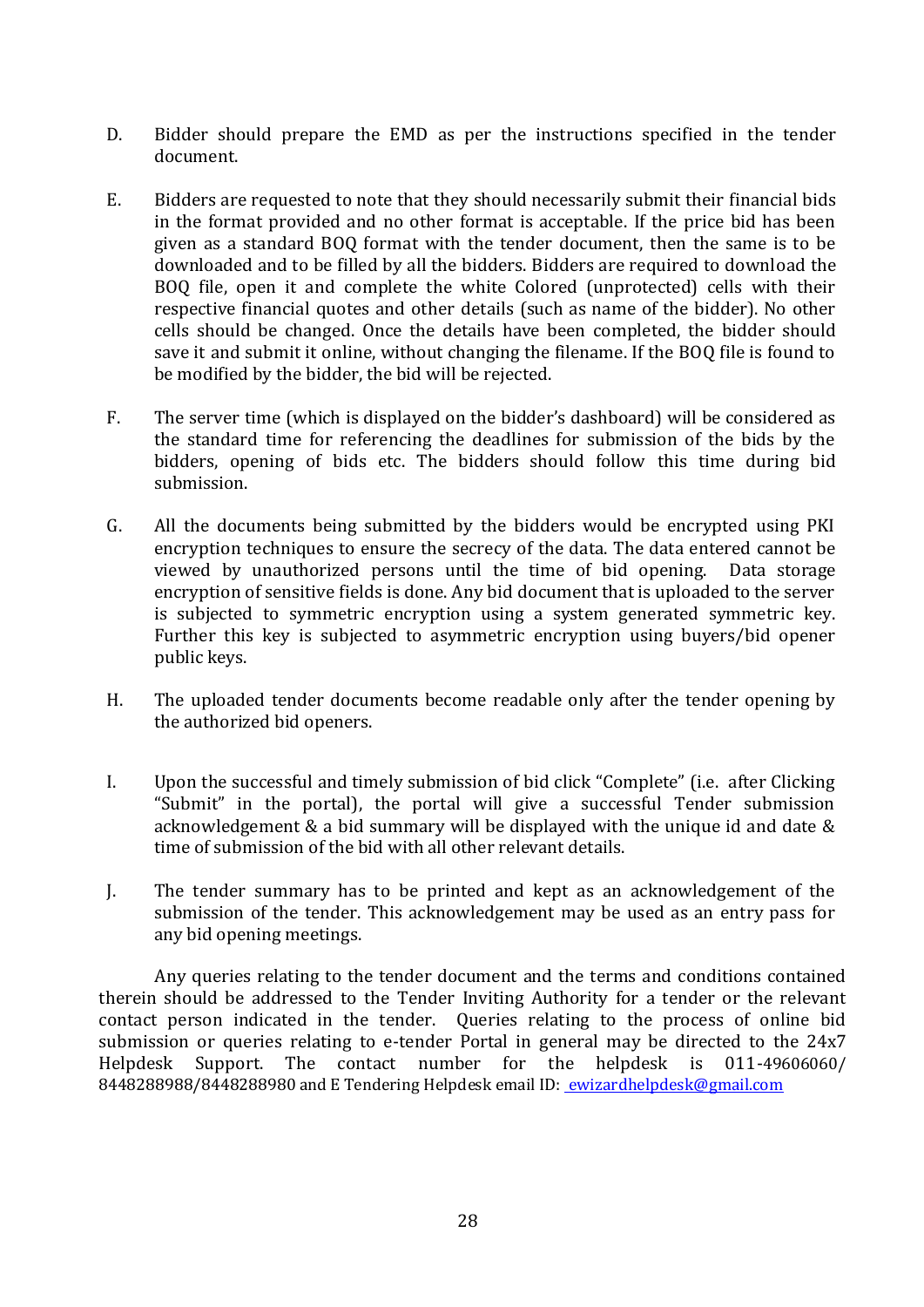D. Bidder should prepare the EMD as per the instructions specified in the tender document.

E. Bidders are requested to note that they should necessarily submit their financial bids in the format provided and no other format is acceptable. If the price bid has been given as a standard BOQ format with the tender document, then the same is to be downloaded and to be filled by all the bidders. Bidders are required to download the BOQ file, open it and complete the white Colored (unprotected) cells with their respective financial quotes and other details (such as name of the bidder). No other cells should be changed. Once the details have been completed, the bidder should save it and submit it online, without changing the filename. If the BOQ file is found to be modified by the bidder, the bid will be rejected.

F. The server time (which is displayed on the bidder's dashboard) will be considered as the standard time for referencing the deadlines for submission of the bids by the bidders, opening of bids etc. The bidders should follow this time during bid submission.

G. All the documents being submitted by the bidders would be encrypted using PKI encryption techniques to ensure the secrecy of the data. The data entered cannot be viewed by unauthorized persons until the time of bid opening. Data storage encryption of sensitive fields is done. Any bid document that is uploaded to the server is subjected to symmetric encryption using a system generated symmetric key. Further this key is subjected to asymmetric encryption using buyers/bid opener public keys.

H. The uploaded tender documents become readable only after the tender opening by the authorized bid openers.

I. Upon the successful and timely submission of bid click "Complete" (i.e. after Clicking "Submit" in the portal), the portal will give a successful Tender submission acknowledgement & a bid summary will be displayed with the unique id and date & time of submission of the bid with all other relevant details.

J. The tender summary has to be printed and kept as an acknowledgement of the submission of the tender. This acknowledgement may be used as an entry pass for any bid opening meetings.

Any queries relating to the tender document and the terms and conditions contained therein should be addressed to the Tender Inviting Authority for a tender or the relevant contact person indicated in the tender. Queries relating to the process of online bid submission or queries relating to e-tender Portal in general may be directed to the 24x7 Helpdesk Support. The contact number for the helpdesk is 011-49606060/ 8448288988/8448288980 and E Tendering Helpdesk email ID: ewizardhelpdesk@gmail.com